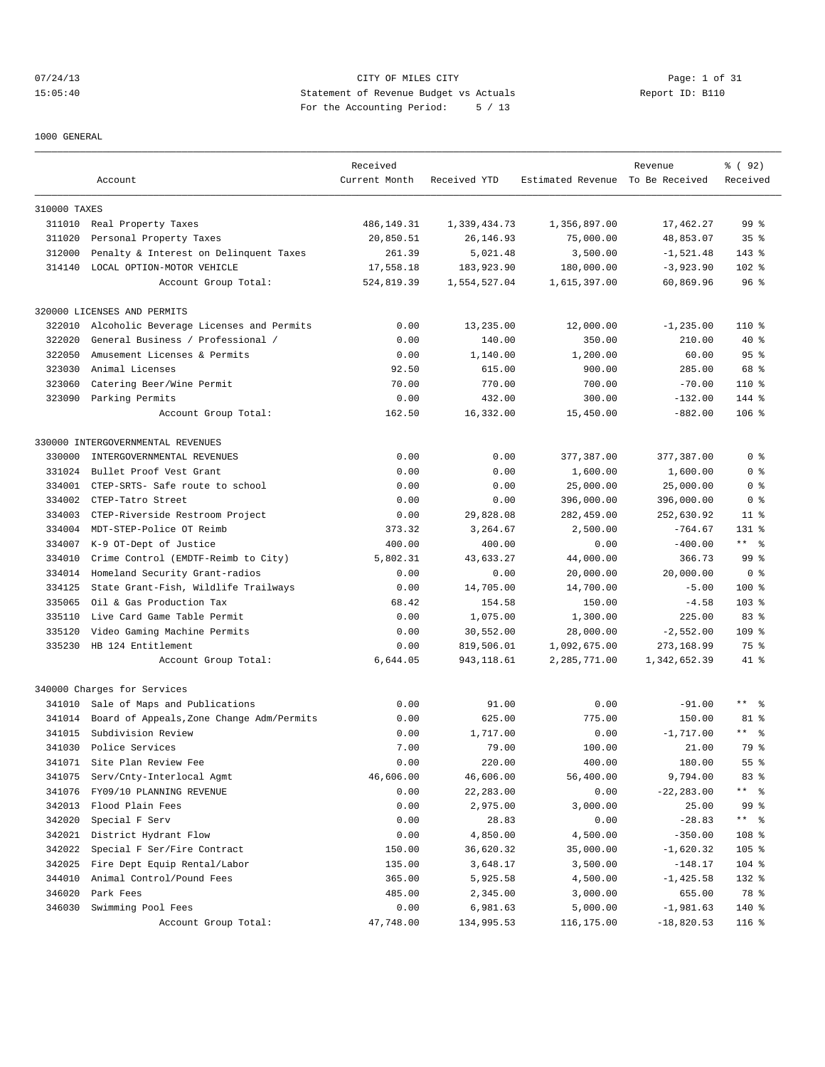CITY OF MILES CITY
Statement of Revenue Budget vs Actuals
For the Accounting Period: 5 / 13

07/24/13 15:05:40 — Report ID: B110

1000 GENERAL

| | Account | Received Current Month | Received YTD | Estimated Revenue | Revenue To Be Received | % ( 92) Received |
|---|---|---|---|---|---|---|
| **310000 TAXES** | | | | | | |
| 311010 | Real Property Taxes | 486,149.31 | 1,339,434.73 | 1,356,897.00 | 17,462.27 | 99 % |
| 311020 | Personal Property Taxes | 20,850.51 | 26,146.93 | 75,000.00 | 48,853.07 | 35 % |
| 312000 | Penalty & Interest on Delinquent Taxes | 261.39 | 5,021.48 | 3,500.00 | -1,521.48 | 143 % |
| 314140 | LOCAL OPTION-MOTOR VEHICLE | 17,558.18 | 183,923.90 | 180,000.00 | -3,923.90 | 102 % |
| | Account Group Total: | 524,819.39 | 1,554,527.04 | 1,615,397.00 | 60,869.96 | 96 % |
| **320000 LICENSES AND PERMITS** | | | | | | |
| 322010 | Alcoholic Beverage Licenses and Permits | 0.00 | 13,235.00 | 12,000.00 | -1,235.00 | 110 % |
| 322020 | General Business / Professional / | 0.00 | 140.00 | 350.00 | 210.00 | 40 % |
| 322050 | Amusement Licenses & Permits | 0.00 | 1,140.00 | 1,200.00 | 60.00 | 95 % |
| 323030 | Animal Licenses | 92.50 | 615.00 | 900.00 | 285.00 | 68 % |
| 323060 | Catering Beer/Wine Permit | 70.00 | 770.00 | 700.00 | -70.00 | 110 % |
| 323090 | Parking Permits | 0.00 | 432.00 | 300.00 | -132.00 | 144 % |
| | Account Group Total: | 162.50 | 16,332.00 | 15,450.00 | -882.00 | 106 % |
| **330000 INTERGOVERNMENTAL REVENUES** | | | | | | |
| 330000 | INTERGOVERNMENTAL REVENUES | 0.00 | 0.00 | 377,387.00 | 377,387.00 | 0 % |
| 331024 | Bullet Proof Vest Grant | 0.00 | 0.00 | 1,600.00 | 1,600.00 | 0 % |
| 334001 | CTEP-SRTS- Safe route to school | 0.00 | 0.00 | 25,000.00 | 25,000.00 | 0 % |
| 334002 | CTEP-Tatro Street | 0.00 | 0.00 | 396,000.00 | 396,000.00 | 0 % |
| 334003 | CTEP-Riverside Restroom Project | 0.00 | 29,828.08 | 282,459.00 | 252,630.92 | 11 % |
| 334004 | MDT-STEP-Police OT Reimb | 373.32 | 3,264.67 | 2,500.00 | -764.67 | 131 % |
| 334007 | K-9 OT-Dept of Justice | 400.00 | 400.00 | 0.00 | -400.00 | ** % |
| 334010 | Crime Control (EMDTF-Reimb to City) | 5,802.31 | 43,633.27 | 44,000.00 | 366.73 | 99 % |
| 334014 | Homeland Security Grant-radios | 0.00 | 0.00 | 20,000.00 | 20,000.00 | 0 % |
| 334125 | State Grant-Fish, Wildlife Trailways | 0.00 | 14,705.00 | 14,700.00 | -5.00 | 100 % |
| 335065 | Oil & Gas Production Tax | 68.42 | 154.58 | 150.00 | -4.58 | 103 % |
| 335110 | Live Card Game Table Permit | 0.00 | 1,075.00 | 1,300.00 | 225.00 | 83 % |
| 335120 | Video Gaming Machine Permits | 0.00 | 30,552.00 | 28,000.00 | -2,552.00 | 109 % |
| 335230 | HB 124 Entitlement | 0.00 | 819,506.01 | 1,092,675.00 | 273,168.99 | 75 % |
| | Account Group Total: | 6,644.05 | 943,118.61 | 2,285,771.00 | 1,342,652.39 | 41 % |
| **340000 Charges for Services** | | | | | | |
| 341010 | Sale of Maps and Publications | 0.00 | 91.00 | 0.00 | -91.00 | ** % |
| 341014 | Board of Appeals,Zone Change Adm/Permits | 0.00 | 625.00 | 775.00 | 150.00 | 81 % |
| 341015 | Subdivision Review | 0.00 | 1,717.00 | 0.00 | -1,717.00 | ** % |
| 341030 | Police Services | 7.00 | 79.00 | 100.00 | 21.00 | 79 % |
| 341071 | Site Plan Review Fee | 0.00 | 220.00 | 400.00 | 180.00 | 55 % |
| 341075 | Serv/Cnty-Interlocal Agmt | 46,606.00 | 46,606.00 | 56,400.00 | 9,794.00 | 83 % |
| 341076 | FY09/10 PLANNING REVENUE | 0.00 | 22,283.00 | 0.00 | -22,283.00 | ** % |
| 342013 | Flood Plain Fees | 0.00 | 2,975.00 | 3,000.00 | 25.00 | 99 % |
| 342020 | Special F Serv | 0.00 | 28.83 | 0.00 | -28.83 | ** % |
| 342021 | District Hydrant Flow | 0.00 | 4,850.00 | 4,500.00 | -350.00 | 108 % |
| 342022 | Special F Ser/Fire Contract | 150.00 | 36,620.32 | 35,000.00 | -1,620.32 | 105 % |
| 342025 | Fire Dept Equip Rental/Labor | 135.00 | 3,648.17 | 3,500.00 | -148.17 | 104 % |
| 344010 | Animal Control/Pound Fees | 365.00 | 5,925.58 | 4,500.00 | -1,425.58 | 132 % |
| 346020 | Park Fees | 485.00 | 2,345.00 | 3,000.00 | 655.00 | 78 % |
| 346030 | Swimming Pool Fees | 0.00 | 6,981.63 | 5,000.00 | -1,981.63 | 140 % |
| | Account Group Total: | 47,748.00 | 134,995.53 | 116,175.00 | -18,820.53 | 116 % |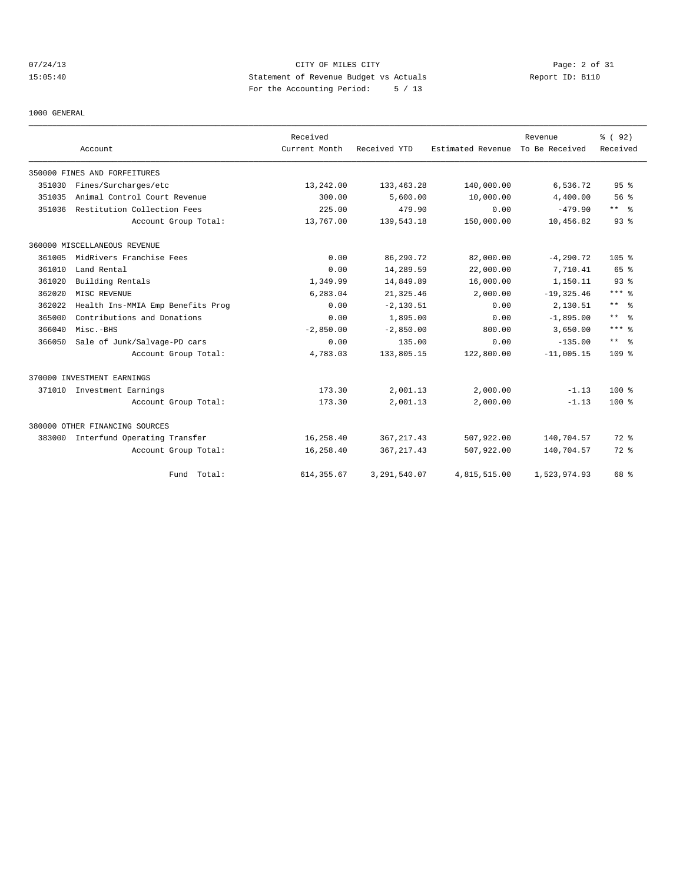CITY OF MILES CITY
Statement of Revenue Budget vs Actuals
For the Accounting Period: 5 / 13

07/24/13
15:05:40

Report ID: B110

1000 GENERAL

| Account | Received Current Month | Received YTD | Estimated Revenue | Revenue To Be Received | % ( 92) Received |
|---|---|---|---|---|---|
| 350000 FINES AND FORFEITURES | | | | | |
| 351030 Fines/Surcharges/etc | 13,242.00 | 133,463.28 | 140,000.00 | 6,536.72 | 95 % |
| 351035 Animal Control Court Revenue | 300.00 | 5,600.00 | 10,000.00 | 4,400.00 | 56 % |
| 351036 Restitution Collection Fees | 225.00 | 479.90 | 0.00 | -479.90 | ** % |
| Account Group Total: | 13,767.00 | 139,543.18 | 150,000.00 | 10,456.82 | 93 % |
| 360000 MISCELLANEOUS REVENUE | | | | | |
| 361005 MidRivers Franchise Fees | 0.00 | 86,290.72 | 82,000.00 | -4,290.72 | 105 % |
| 361010 Land Rental | 0.00 | 14,289.59 | 22,000.00 | 7,710.41 | 65 % |
| 361020 Building Rentals | 1,349.99 | 14,849.89 | 16,000.00 | 1,150.11 | 93 % |
| 362020 MISC REVENUE | 6,283.04 | 21,325.46 | 2,000.00 | -19,325.46 | *** % |
| 362022 Health Ins-MMIA Emp Benefits Prog | 0.00 | -2,130.51 | 0.00 | 2,130.51 | ** % |
| 365000 Contributions and Donations | 0.00 | 1,895.00 | 0.00 | -1,895.00 | ** % |
| 366040 Misc.-BHS | -2,850.00 | -2,850.00 | 800.00 | 3,650.00 | *** % |
| 366050 Sale of Junk/Salvage-PD cars | 0.00 | 135.00 | 0.00 | -135.00 | ** % |
| Account Group Total: | 4,783.03 | 133,805.15 | 122,800.00 | -11,005.15 | 109 % |
| 370000 INVESTMENT EARNINGS | | | | | |
| 371010 Investment Earnings | 173.30 | 2,001.13 | 2,000.00 | -1.13 | 100 % |
| Account Group Total: | 173.30 | 2,001.13 | 2,000.00 | -1.13 | 100 % |
| 380000 OTHER FINANCING SOURCES | | | | | |
| 383000 Interfund Operating Transfer | 16,258.40 | 367,217.43 | 507,922.00 | 140,704.57 | 72 % |
| Account Group Total: | 16,258.40 | 367,217.43 | 507,922.00 | 140,704.57 | 72 % |
| Fund Total: | 614,355.67 | 3,291,540.07 | 4,815,515.00 | 1,523,974.93 | 68 % |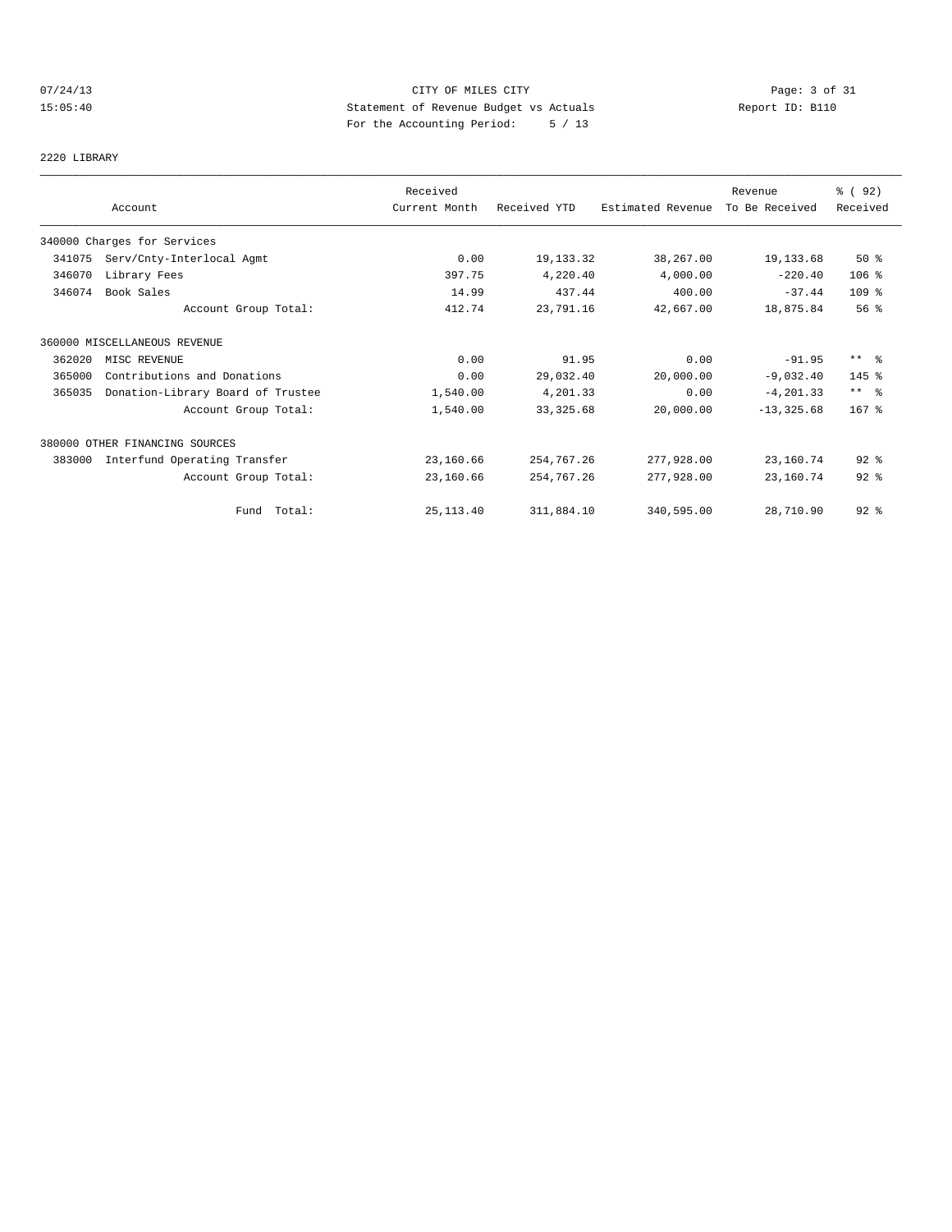CITY OF MILES CITY
Statement of Revenue Budget vs Actuals
For the Accounting Period: 5 / 13

07/24/13
15:05:40

Report ID: B110

2220 LIBRARY

| Account | | Received Current Month | Received YTD | Estimated Revenue | Revenue To Be Received | % ( 92) Received |
|---|---|---|---|---|---|---|
| 340000 Charges for Services | | | | | | |
| 341075 | Serv/Cnty-Interlocal Agmt | 0.00 | 19,133.32 | 38,267.00 | 19,133.68 | 50 % |
| 346070 | Library Fees | 397.75 | 4,220.40 | 4,000.00 | -220.40 | 106 % |
| 346074 | Book Sales | 14.99 | 437.44 | 400.00 | -37.44 | 109 % |
| | Account Group Total: | 412.74 | 23,791.16 | 42,667.00 | 18,875.84 | 56 % |
| 360000 MISCELLANEOUS REVENUE | | | | | | |
| 362020 | MISC REVENUE | 0.00 | 91.95 | 0.00 | -91.95 | ** % |
| 365000 | Contributions and Donations | 0.00 | 29,032.40 | 20,000.00 | -9,032.40 | 145 % |
| 365035 | Donation-Library Board of Trustee | 1,540.00 | 4,201.33 | 0.00 | -4,201.33 | ** % |
| | Account Group Total: | 1,540.00 | 33,325.68 | 20,000.00 | -13,325.68 | 167 % |
| 380000 OTHER FINANCING SOURCES | | | | | | |
| 383000 | Interfund Operating Transfer | 23,160.66 | 254,767.26 | 277,928.00 | 23,160.74 | 92 % |
| | Account Group Total: | 23,160.66 | 254,767.26 | 277,928.00 | 23,160.74 | 92 % |
| | Fund Total: | 25,113.40 | 311,884.10 | 340,595.00 | 28,710.90 | 92 % |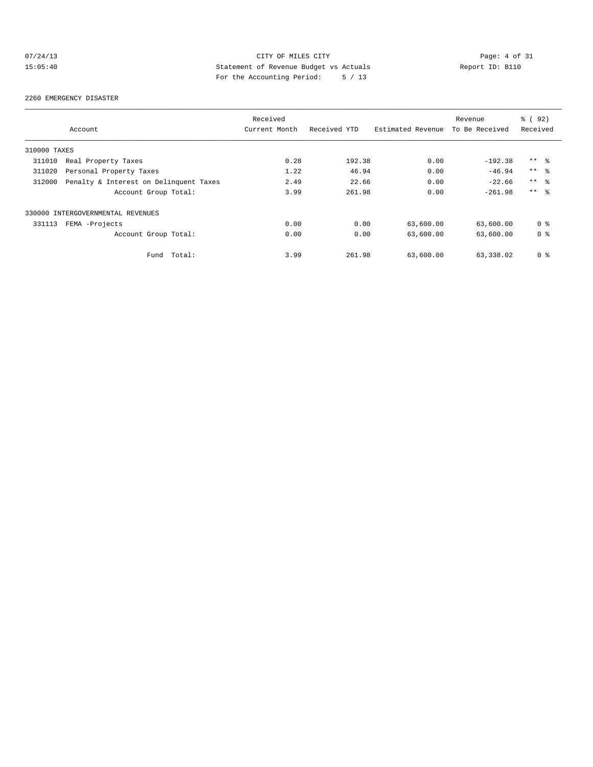CITY OF MILES CITY
Statement of Revenue Budget vs Actuals
For the Accounting Period: 5 / 13

07/24/13
15:05:40

Report ID: B110

## 2260 EMERGENCY DISASTER

| Account | Received Current Month | Received YTD | Estimated Revenue | Revenue To Be Received | % ( 92) Received |
|---|---|---|---|---|---|
| 310000 TAXES | | | | | |
| 311010 Real Property Taxes | 0.28 | 192.38 | 0.00 | -192.38 | ** % |
| 311020 Personal Property Taxes | 1.22 | 46.94 | 0.00 | -46.94 | ** % |
| 312000 Penalty & Interest on Delinquent Taxes | 2.49 | 22.66 | 0.00 | -22.66 | ** % |
| Account Group Total: | 3.99 | 261.98 | 0.00 | -261.98 | ** % |
| 330000 INTERGOVERNMENTAL REVENUES | | | | | |
| 331113 FEMA -Projects | 0.00 | 0.00 | 63,600.00 | 63,600.00 | 0 % |
| Account Group Total: | 0.00 | 0.00 | 63,600.00 | 63,600.00 | 0 % |
| Fund Total: | 3.99 | 261.98 | 63,600.00 | 63,338.02 | 0 % |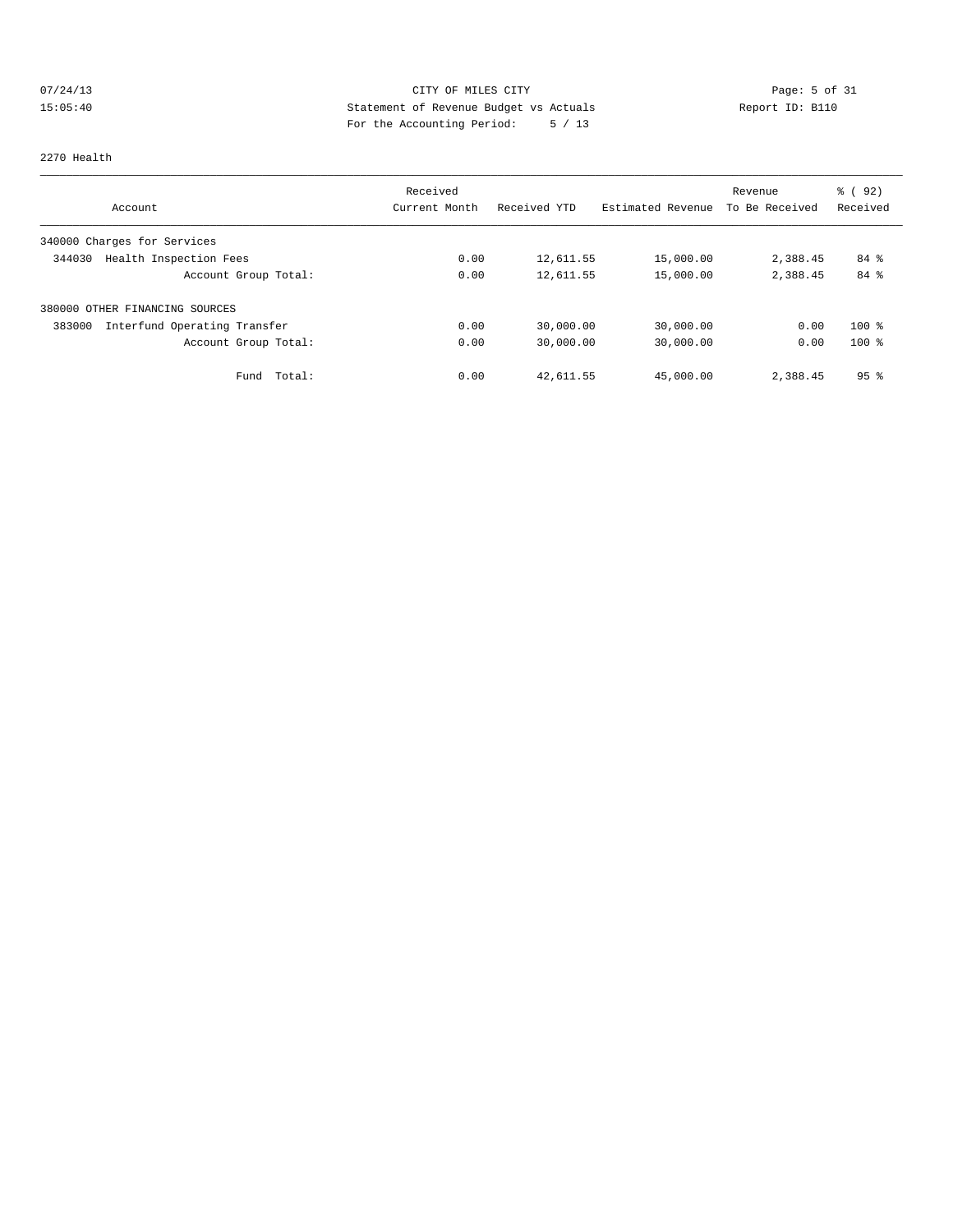07/24/13 CITY OF MILES CITY
15:05:40 Statement of Revenue Budget vs Actuals Report ID: B110
For the Accounting Period: 5 / 13

2270 Health

| Account | Received Current Month | Received YTD | Estimated Revenue | Revenue To Be Received | % ( 92) Received |
|---|---|---|---|---|---|
| 340000 Charges for Services | | | | | |
| 344030 Health Inspection Fees | 0.00 | 12,611.55 | 15,000.00 | 2,388.45 | 84 % |
| Account Group Total: | 0.00 | 12,611.55 | 15,000.00 | 2,388.45 | 84 % |
| 380000 OTHER FINANCING SOURCES | | | | | |
| 383000 Interfund Operating Transfer | 0.00 | 30,000.00 | 30,000.00 | 0.00 | 100 % |
| Account Group Total: | 0.00 | 30,000.00 | 30,000.00 | 0.00 | 100 % |
| Fund Total: | 0.00 | 42,611.55 | 45,000.00 | 2,388.45 | 95 % |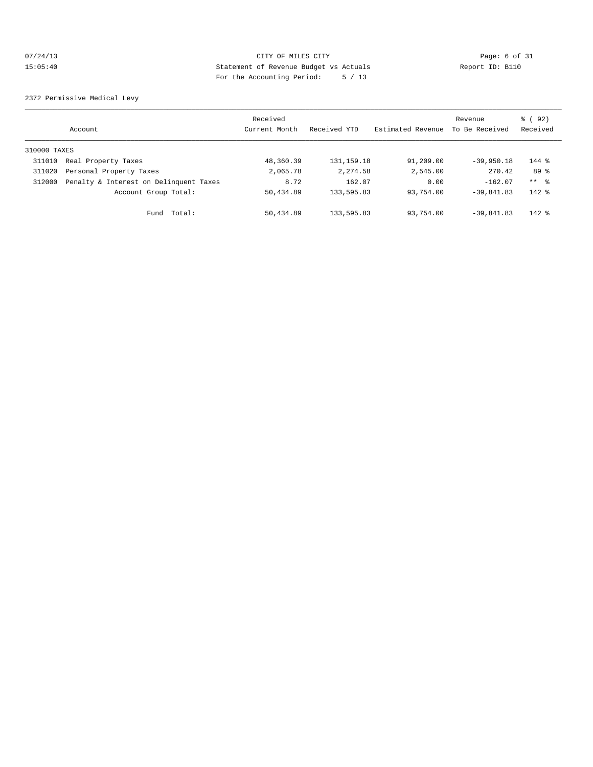CITY OF MILES CITY
Statement of Revenue Budget vs Actuals
For the Accounting Period: 5 / 13

07/24/13
15:05:40

Report ID: B110

## 2372 Permissive Medical Levy

| Account | | Received Current Month | Received YTD | Estimated Revenue | Revenue To Be Received | % ( 92) Received |
|---|---|---|---|---|---|---|
| 310000 TAXES | | | | | | |
| 311010 | Real Property Taxes | 48,360.39 | 131,159.18 | 91,209.00 | -39,950.18 | 144 % |
| 311020 | Personal Property Taxes | 2,065.78 | 2,274.58 | 2,545.00 | 270.42 | 89 % |
| 312000 | Penalty & Interest on Delinquent Taxes | 8.72 | 162.07 | 0.00 | -162.07 | ** % |
| | Account Group Total: | 50,434.89 | 133,595.83 | 93,754.00 | -39,841.83 | 142 % |
| | Fund Total: | 50,434.89 | 133,595.83 | 93,754.00 | -39,841.83 | 142 % |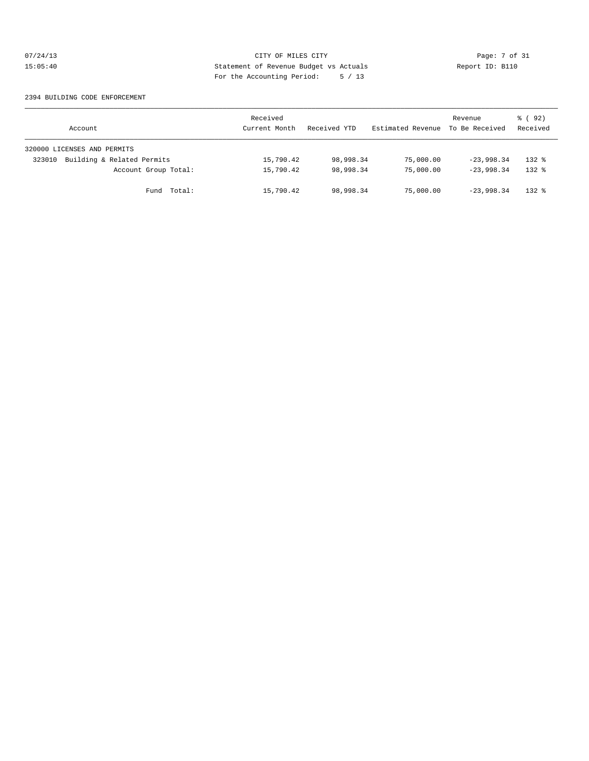CITY OF MILES CITY
Statement of Revenue Budget vs Actuals
For the Accounting Period: 5 / 13

07/24/13
15:05:40

Report ID: B110

2394 BUILDING CODE ENFORCEMENT

| Account | Received Current Month | Received YTD | Estimated Revenue | Revenue To Be Received | % ( 92) Received |
|---|---|---|---|---|---|
| 320000 LICENSES AND PERMITS | | | | | |
| 323010 Building & Related Permits | 15,790.42 | 98,998.34 | 75,000.00 | -23,998.34 | 132 % |
| Account Group Total: | 15,790.42 | 98,998.34 | 75,000.00 | -23,998.34 | 132 % |
| Fund Total: | 15,790.42 | 98,998.34 | 75,000.00 | -23,998.34 | 132 % |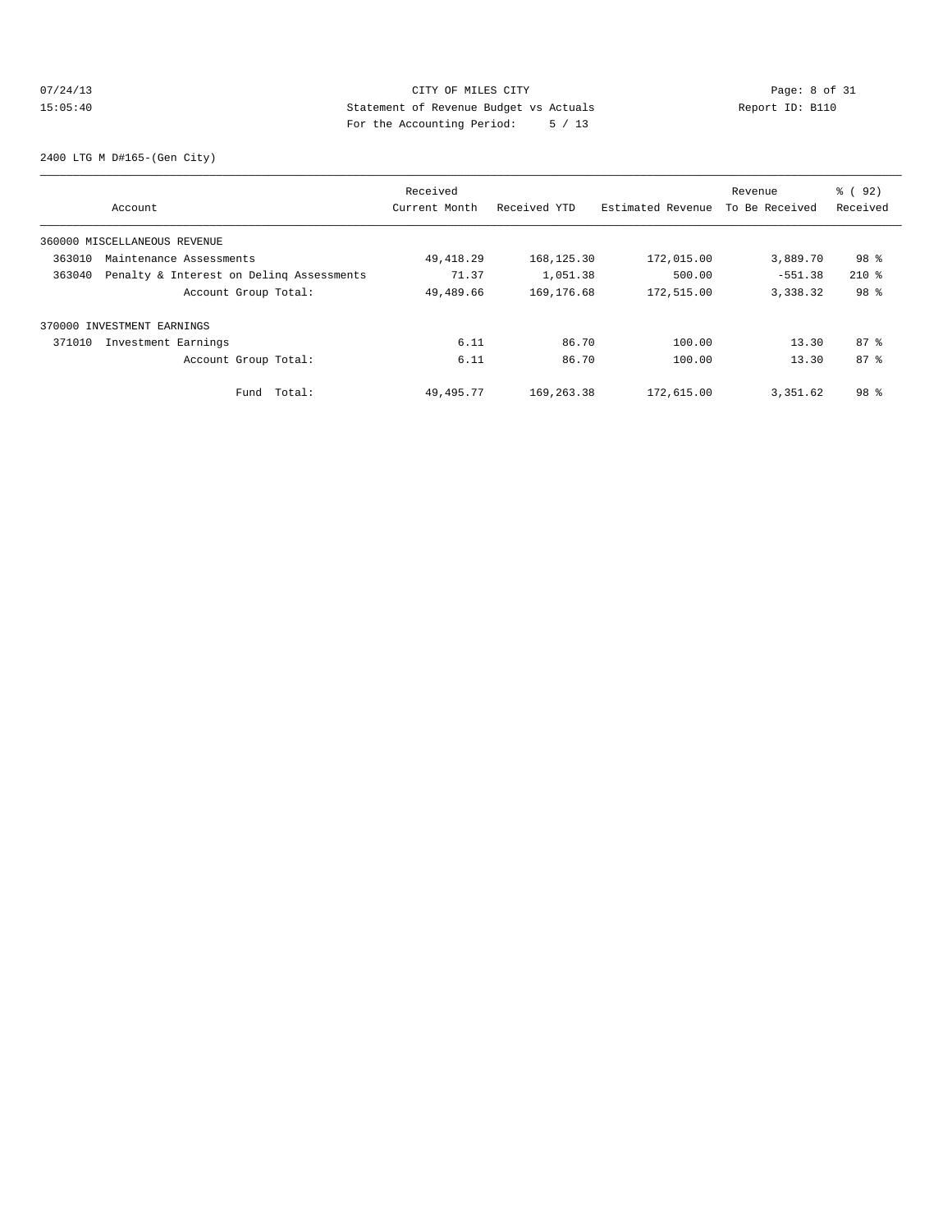CITY OF MILES CITY
Statement of Revenue Budget vs Actuals
For the Accounting Period: 5 / 13

07/24/13
15:05:40

Report ID: B110

2400 LTG M D#165-(Gen City)

| Account | | Received Current Month | Received YTD | Estimated Revenue | Revenue To Be Received | % ( 92) Received |
|---|---|---|---|---|---|---|
| 360000 MISCELLANEOUS REVENUE | | | | | | |
| 363010 | Maintenance Assessments | 49,418.29 | 168,125.30 | 172,015.00 | 3,889.70 | 98 % |
| 363040 | Penalty & Interest on Delinq Assessments | 71.37 | 1,051.38 | 500.00 | -551.38 | 210 % |
| | Account Group Total: | 49,489.66 | 169,176.68 | 172,515.00 | 3,338.32 | 98 % |
| 370000 INVESTMENT EARNINGS | | | | | | |
| 371010 | Investment Earnings | 6.11 | 86.70 | 100.00 | 13.30 | 87 % |
| | Account Group Total: | 6.11 | 86.70 | 100.00 | 13.30 | 87 % |
| | Fund Total: | 49,495.77 | 169,263.38 | 172,615.00 | 3,351.62 | 98 % |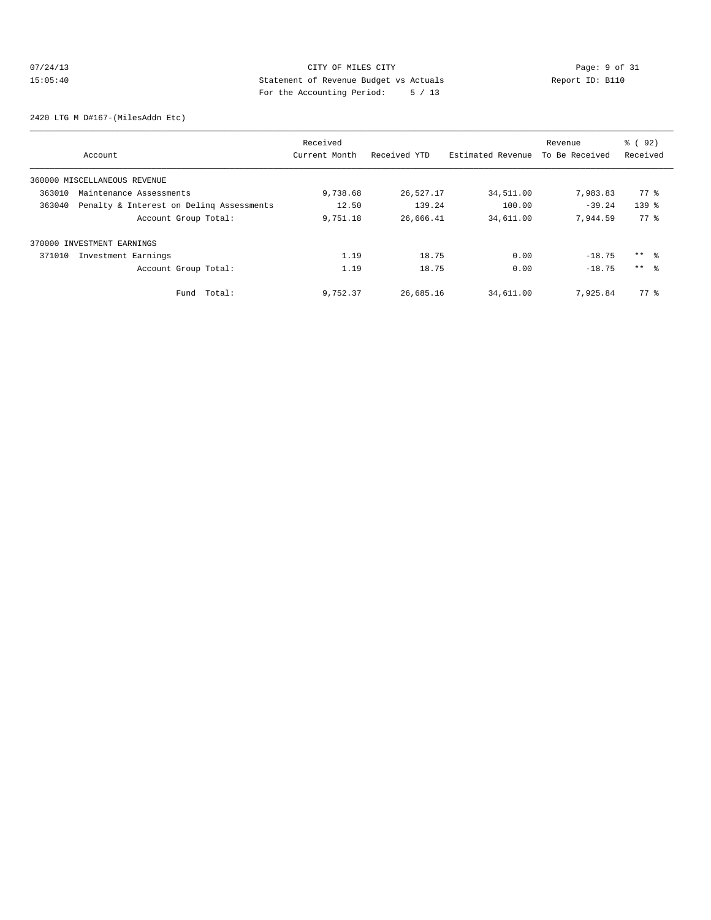CITY OF MILES CITY
Statement of Revenue Budget vs Actuals
For the Accounting Period: 5 / 13

07/24/13
15:05:40

Report ID: B110

2420 LTG M D#167-(MilesAddn Etc)

| Account | Received Current Month | Received YTD | Estimated Revenue | Revenue To Be Received | % ( 92) Received |
|---|---|---|---|---|---|
| 360000 MISCELLANEOUS REVENUE | | | | | |
| 363010 Maintenance Assessments | 9,738.68 | 26,527.17 | 34,511.00 | 7,983.83 | 77 % |
| 363040 Penalty & Interest on Delinq Assessments | 12.50 | 139.24 | 100.00 | -39.24 | 139 % |
| Account Group Total: | 9,751.18 | 26,666.41 | 34,611.00 | 7,944.59 | 77 % |
| 370000 INVESTMENT EARNINGS | | | | | |
| 371010 Investment Earnings | 1.19 | 18.75 | 0.00 | -18.75 | ** % |
| Account Group Total: | 1.19 | 18.75 | 0.00 | -18.75 | ** % |
| Fund Total: | 9,752.37 | 26,685.16 | 34,611.00 | 7,925.84 | 77 % |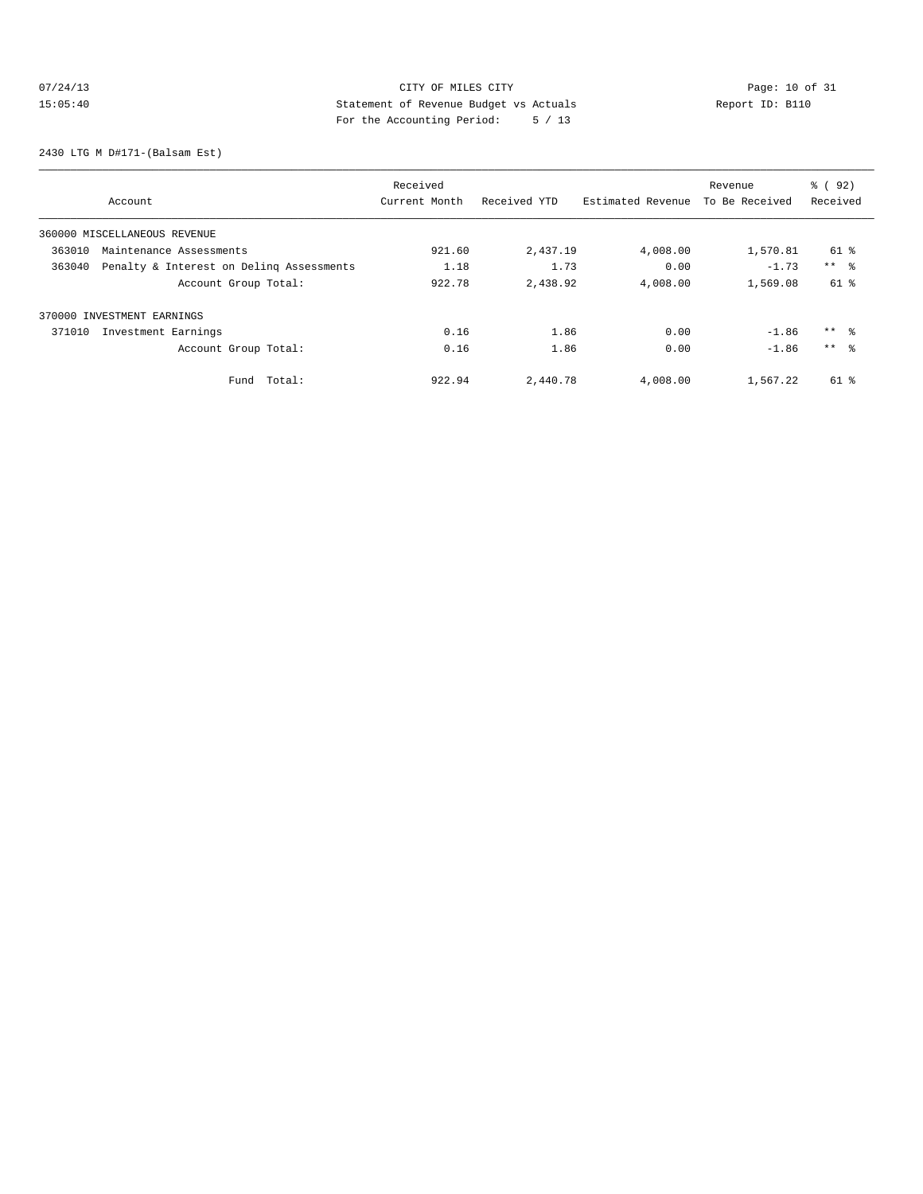CITY OF MILES CITY
Statement of Revenue Budget vs Actuals
For the Accounting Period: 5 / 13

07/24/13
15:05:40

Report ID: B110

## 2430 LTG M D#171-(Balsam Est)

| Account | Received Current Month | Received YTD | Estimated Revenue | Revenue To Be Received | % ( 92) Received |
|---|---|---|---|---|---|
| 360000 MISCELLANEOUS REVENUE | | | | | |
| 363010 Maintenance Assessments | 921.60 | 2,437.19 | 4,008.00 | 1,570.81 | 61 % |
| 363040 Penalty & Interest on Delinq Assessments | 1.18 | 1.73 | 0.00 | -1.73 | ** % |
| Account Group Total: | 922.78 | 2,438.92 | 4,008.00 | 1,569.08 | 61 % |
| 370000 INVESTMENT EARNINGS | | | | | |
| 371010 Investment Earnings | 0.16 | 1.86 | 0.00 | -1.86 | ** % |
| Account Group Total: | 0.16 | 1.86 | 0.00 | -1.86 | ** % |
| Fund Total: | 922.94 | 2,440.78 | 4,008.00 | 1,567.22 | 61 % |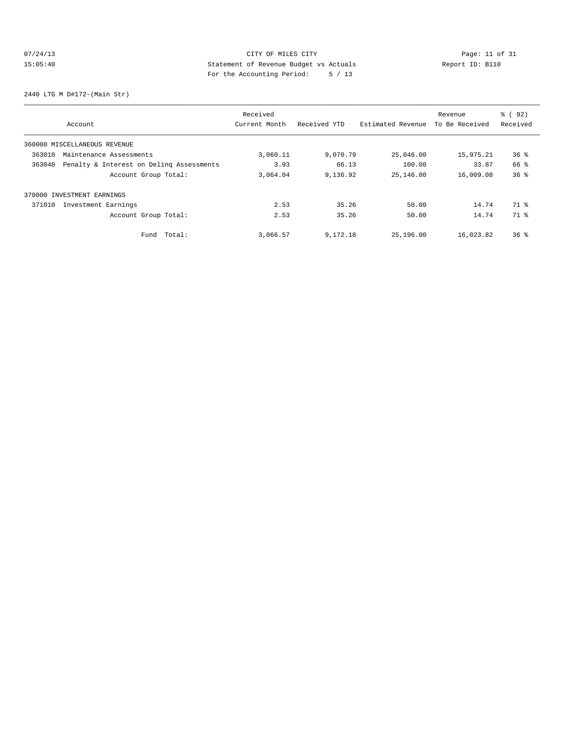CITY OF MILES CITY
Statement of Revenue Budget vs Actuals
For the Accounting Period: 5 / 13

07/24/13
15:05:40

Report ID: B110

2440 LTG M D#172-(Main Str)

| Account | Received Current Month | Received YTD | Estimated Revenue | Revenue To Be Received | % ( 92) Received |
|---|---|---|---|---|---|
| 360000 MISCELLANEOUS REVENUE | | | | | |
| 363010 Maintenance Assessments | 3,060.11 | 9,070.79 | 25,046.00 | 15,975.21 | 36 % |
| 363040 Penalty & Interest on Delinq Assessments | 3.93 | 66.13 | 100.00 | 33.87 | 66 % |
| Account Group Total: | 3,064.04 | 9,136.92 | 25,146.00 | 16,009.08 | 36 % |
| 370000 INVESTMENT EARNINGS | | | | | |
| 371010 Investment Earnings | 2.53 | 35.26 | 50.00 | 14.74 | 71 % |
| Account Group Total: | 2.53 | 35.26 | 50.00 | 14.74 | 71 % |
| Fund Total: | 3,066.57 | 9,172.18 | 25,196.00 | 16,023.82 | 36 % |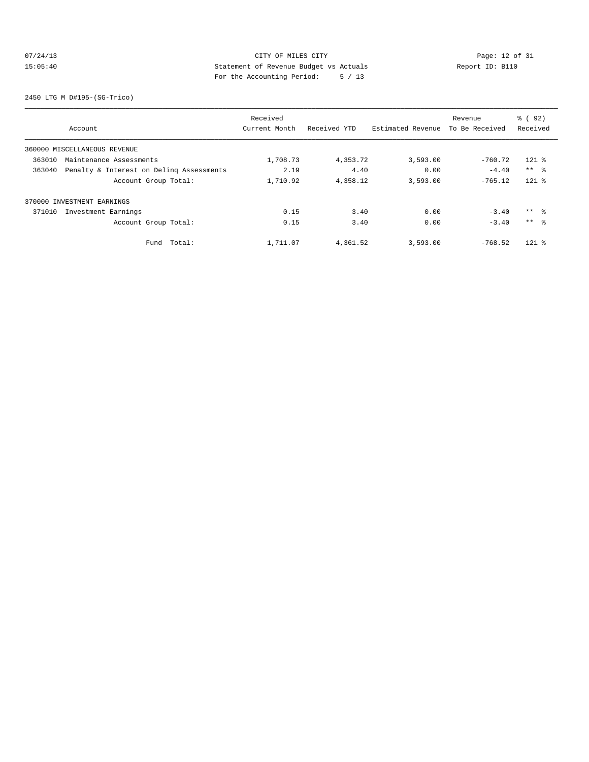CITY OF MILES CITY

Statement of Revenue Budget vs Actuals

For the Accounting Period: 5 / 13

07/24/13 15:05:40 Report ID: B110

2450 LTG M D#195-(SG-Trico)

| Account | Received Current Month | Received YTD | Estimated Revenue | Revenue To Be Received | % ( 92) Received |
|---|---|---|---|---|---|
| 360000 MISCELLANEOUS REVENUE | | | | | |
| 363010 Maintenance Assessments | 1,708.73 | 4,353.72 | 3,593.00 | -760.72 | 121 % |
| 363040 Penalty & Interest on Delinq Assessments | 2.19 | 4.40 | 0.00 | -4.40 | ** % |
| Account Group Total: | 1,710.92 | 4,358.12 | 3,593.00 | -765.12 | 121 % |
| 370000 INVESTMENT EARNINGS | | | | | |
| 371010 Investment Earnings | 0.15 | 3.40 | 0.00 | -3.40 | ** % |
| Account Group Total: | 0.15 | 3.40 | 0.00 | -3.40 | ** % |
| Fund Total: | 1,711.07 | 4,361.52 | 3,593.00 | -768.52 | 121 % |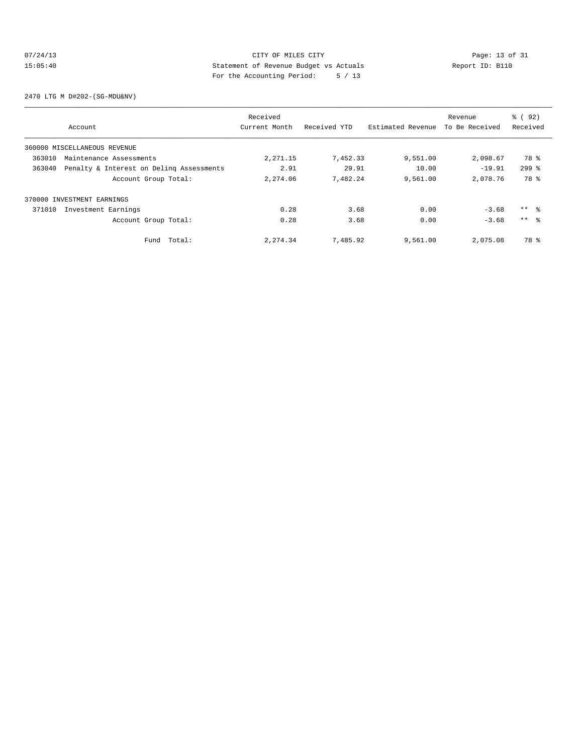CITY OF MILES CITY
Statement of Revenue Budget vs Actuals
For the Accounting Period: 5 / 13

07/24/13 15:05:40 Report ID: B110

2470 LTG M D#202-(SG-MDU&NV)

| Account | Received Current Month | Received YTD | Estimated Revenue | Revenue To Be Received | % ( 92) Received |
|---|---|---|---|---|---|
| 360000 MISCELLANEOUS REVENUE | | | | | |
| 363010 Maintenance Assessments | 2,271.15 | 7,452.33 | 9,551.00 | 2,098.67 | 78 % |
| 363040 Penalty & Interest on Delinq Assessments | 2.91 | 29.91 | 10.00 | -19.91 | 299 % |
| Account Group Total: | 2,274.06 | 7,482.24 | 9,561.00 | 2,078.76 | 78 % |
| 370000 INVESTMENT EARNINGS | | | | | |
| 371010 Investment Earnings | 0.28 | 3.68 | 0.00 | -3.68 | ** % |
| Account Group Total: | 0.28 | 3.68 | 0.00 | -3.68 | ** % |
| Fund Total: | 2,274.34 | 7,485.92 | 9,561.00 | 2,075.08 | 78 % |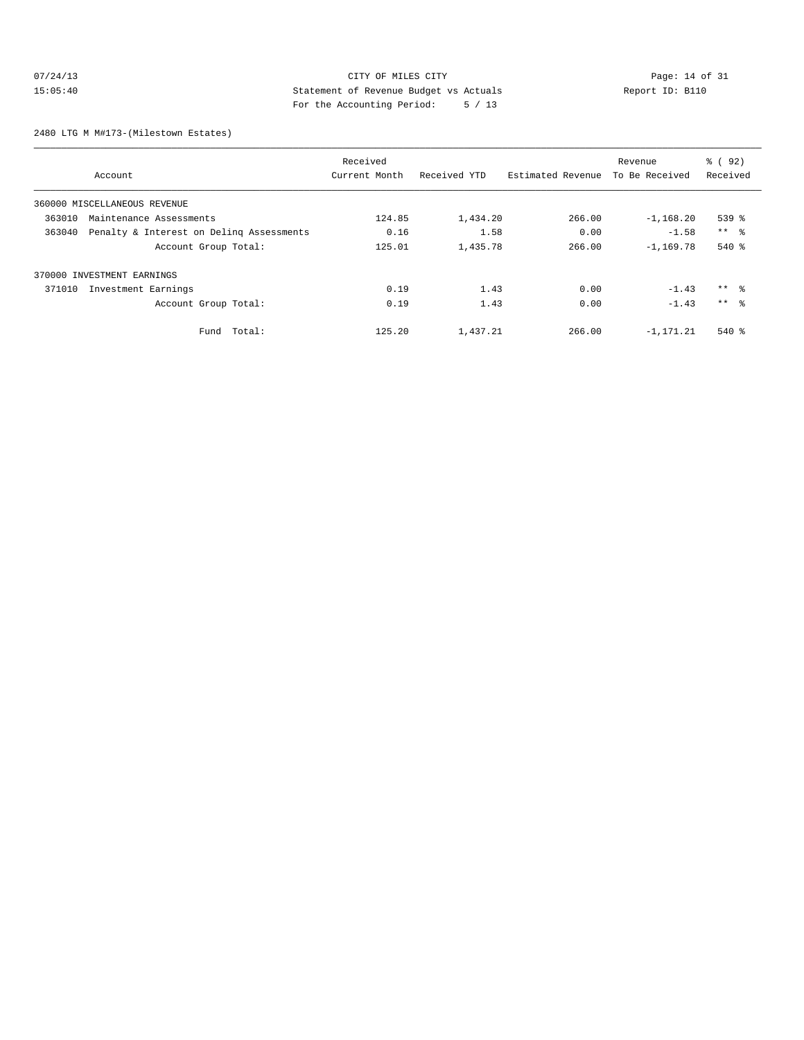CITY OF MILES CITY
Statement of Revenue Budget vs Actuals
For the Accounting Period: 5 / 13

07/24/13 15:05:40 Report ID: B110

2480 LTG M M#173-(Milestown Estates)

| Account | Received Current Month | Received YTD | Estimated Revenue | Revenue To Be Received | % ( 92) Received |
|---|---|---|---|---|---|
| 360000 MISCELLANEOUS REVENUE | | | | | |
| 363010 Maintenance Assessments | 124.85 | 1,434.20 | 266.00 | -1,168.20 | 539 % |
| 363040 Penalty & Interest on Delinq Assessments | 0.16 | 1.58 | 0.00 | -1.58 | ** % |
| Account Group Total: | 125.01 | 1,435.78 | 266.00 | -1,169.78 | 540 % |
| 370000 INVESTMENT EARNINGS | | | | | |
| 371010 Investment Earnings | 0.19 | 1.43 | 0.00 | -1.43 | ** % |
| Account Group Total: | 0.19 | 1.43 | 0.00 | -1.43 | ** % |
| Fund Total: | 125.20 | 1,437.21 | 266.00 | -1,171.21 | 540 % |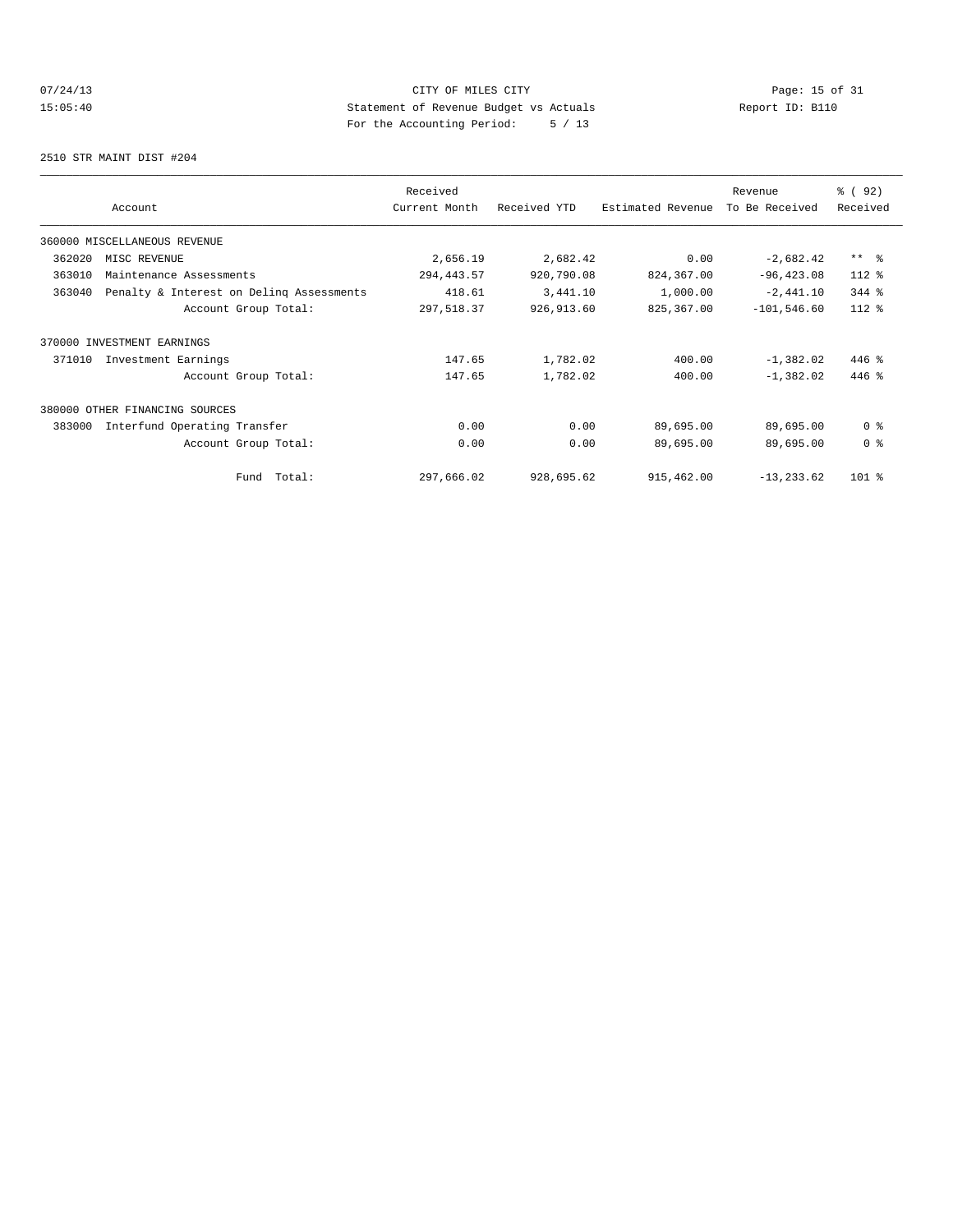CITY OF MILES CITY
Statement of Revenue Budget vs Actuals
For the Accounting Period: 5 / 13

07/24/13
15:05:40

Report ID: B110

2510 STR MAINT DIST #204

| Account | Received Current Month | Received YTD | Estimated Revenue | Revenue To Be Received | % ( 92) Received |
|---|---|---|---|---|---|
| 360000 MISCELLANEOUS REVENUE | | | | | |
| 362020 MISC REVENUE | 2,656.19 | 2,682.42 | 0.00 | -2,682.42 | ** % |
| 363010 Maintenance Assessments | 294,443.57 | 920,790.08 | 824,367.00 | -96,423.08 | 112 % |
| 363040 Penalty & Interest on Delinq Assessments | 418.61 | 3,441.10 | 1,000.00 | -2,441.10 | 344 % |
| Account Group Total: | 297,518.37 | 926,913.60 | 825,367.00 | -101,546.60 | 112 % |
| 370000 INVESTMENT EARNINGS | | | | | |
| 371010 Investment Earnings | 147.65 | 1,782.02 | 400.00 | -1,382.02 | 446 % |
| Account Group Total: | 147.65 | 1,782.02 | 400.00 | -1,382.02 | 446 % |
| 380000 OTHER FINANCING SOURCES | | | | | |
| 383000 Interfund Operating Transfer | 0.00 | 0.00 | 89,695.00 | 89,695.00 | 0 % |
| Account Group Total: | 0.00 | 0.00 | 89,695.00 | 89,695.00 | 0 % |
| Fund Total: | 297,666.02 | 928,695.62 | 915,462.00 | -13,233.62 | 101 % |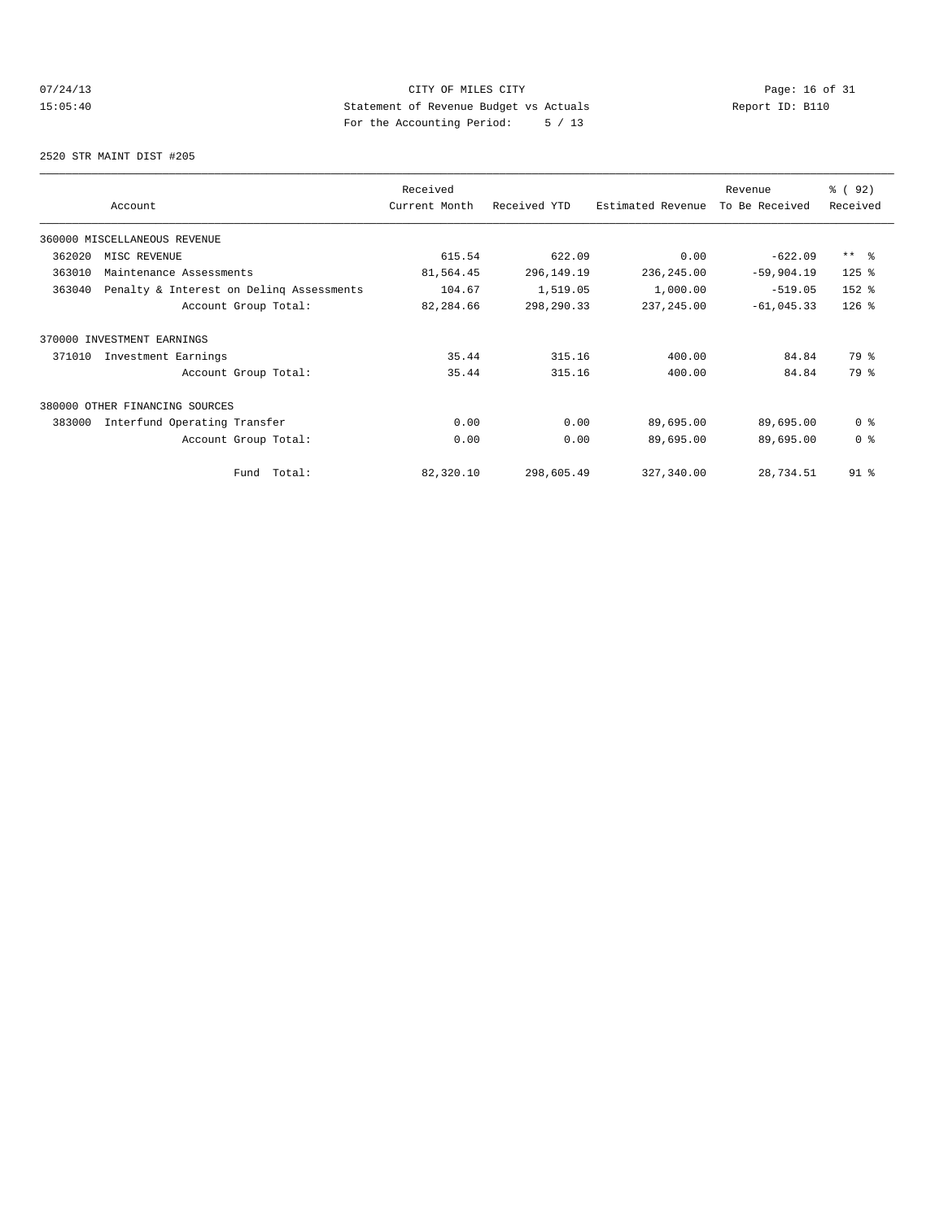CITY OF MILES CITY
Statement of Revenue Budget vs Actuals
For the Accounting Period: 5 / 13

07/24/13
15:05:40

Report ID: B110

2520 STR MAINT DIST #205

| Account | Received Current Month | Received YTD | Estimated Revenue | Revenue To Be Received | % ( 92) Received |
|---|---|---|---|---|---|
| 360000 MISCELLANEOUS REVENUE | | | | | |
| 362020 MISC REVENUE | 615.54 | 622.09 | 0.00 | -622.09 | ** % |
| 363010 Maintenance Assessments | 81,564.45 | 296,149.19 | 236,245.00 | -59,904.19 | 125 % |
| 363040 Penalty & Interest on Delinq Assessments | 104.67 | 1,519.05 | 1,000.00 | -519.05 | 152 % |
| Account Group Total: | 82,284.66 | 298,290.33 | 237,245.00 | -61,045.33 | 126 % |
| 370000 INVESTMENT EARNINGS | | | | | |
| 371010 Investment Earnings | 35.44 | 315.16 | 400.00 | 84.84 | 79 % |
| Account Group Total: | 35.44 | 315.16 | 400.00 | 84.84 | 79 % |
| 380000 OTHER FINANCING SOURCES | | | | | |
| 383000 Interfund Operating Transfer | 0.00 | 0.00 | 89,695.00 | 89,695.00 | 0 % |
| Account Group Total: | 0.00 | 0.00 | 89,695.00 | 89,695.00 | 0 % |
| Fund Total: | 82,320.10 | 298,605.49 | 327,340.00 | 28,734.51 | 91 % |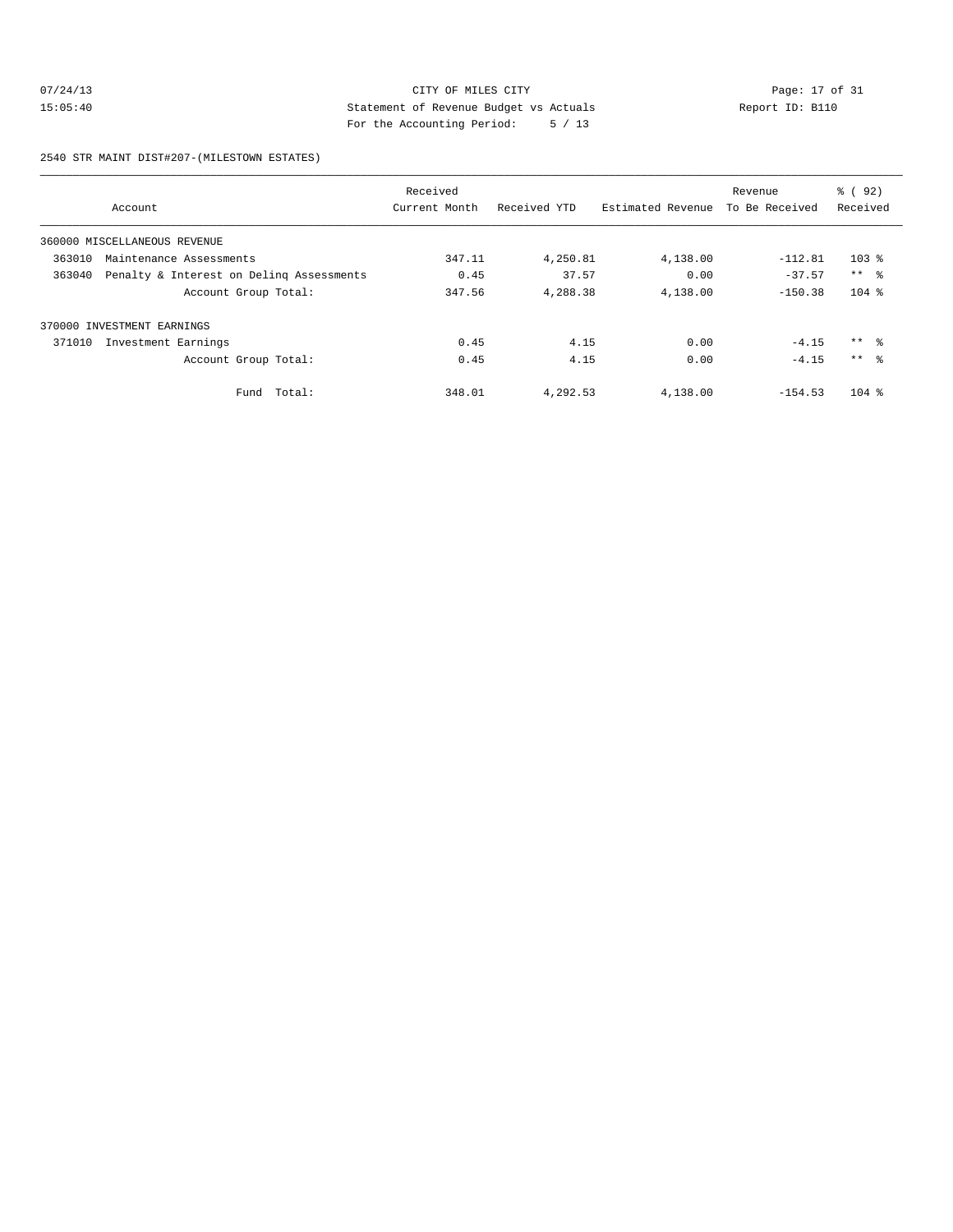CITY OF MILES CITY
Statement of Revenue Budget vs Actuals
For the Accounting Period: 5 / 13

07/24/13
15:05:40

Report ID: B110

## 2540 STR MAINT DIST#207-(MILESTOWN ESTATES)

| Account | Received Current Month | Received YTD | Estimated Revenue | Revenue To Be Received | % ( 92) Received |
|---|---|---|---|---|---|
| 360000 MISCELLANEOUS REVENUE | | | | | |
| 363010 Maintenance Assessments | 347.11 | 4,250.81 | 4,138.00 | -112.81 | 103 % |
| 363040 Penalty & Interest on Delinq Assessments | 0.45 | 37.57 | 0.00 | -37.57 | ** % |
| Account Group Total: | 347.56 | 4,288.38 | 4,138.00 | -150.38 | 104 % |
| 370000 INVESTMENT EARNINGS | | | | | |
| 371010 Investment Earnings | 0.45 | 4.15 | 0.00 | -4.15 | ** % |
| Account Group Total: | 0.45 | 4.15 | 0.00 | -4.15 | ** % |
| Fund Total: | 348.01 | 4,292.53 | 4,138.00 | -154.53 | 104 % |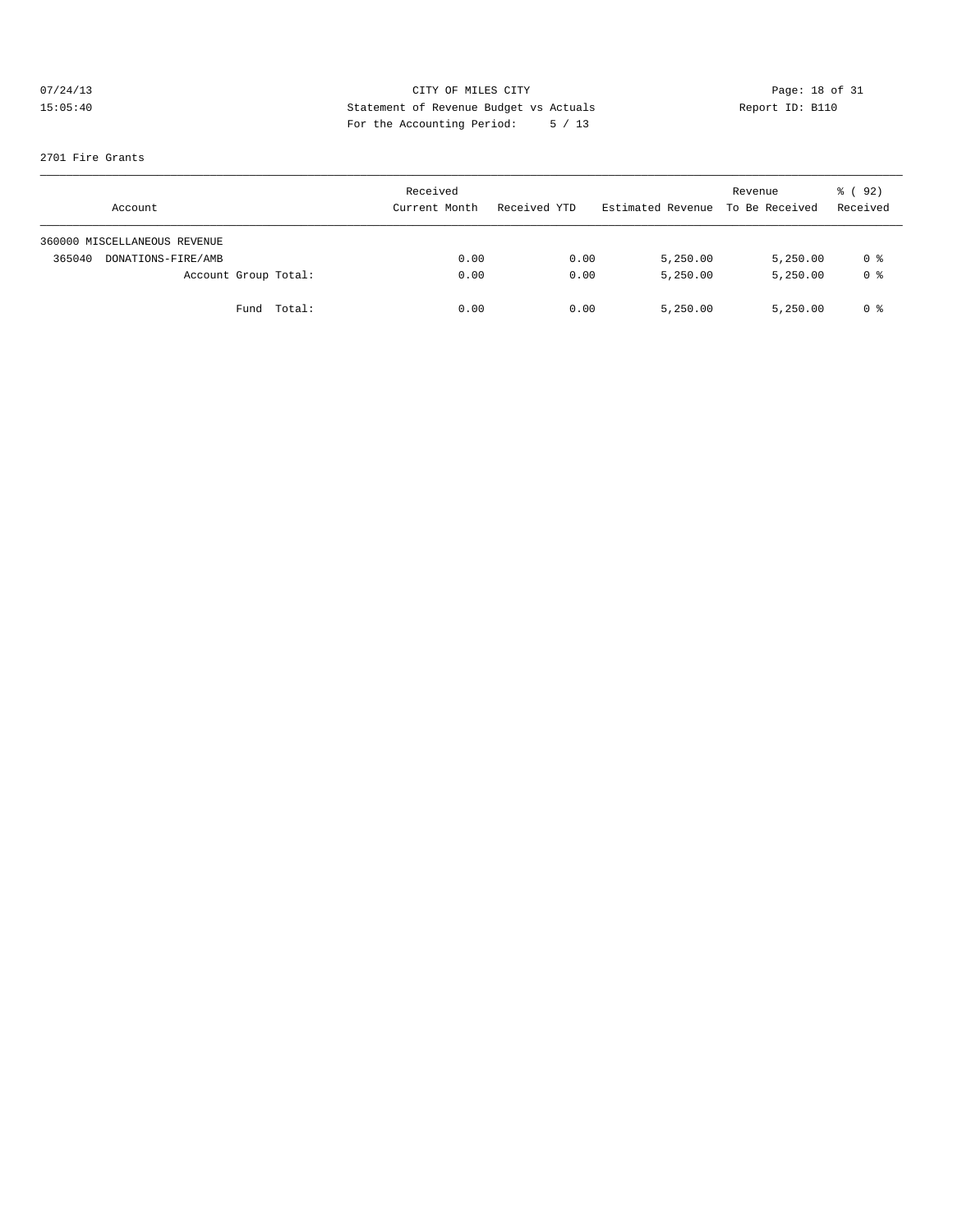CITY OF MILES CITY
Statement of Revenue Budget vs Actuals
For the Accounting Period: 5 / 13

07/24/13
15:05:40

Report ID: B110

2701 Fire Grants

| Account | Received Current Month | Received YTD | Estimated Revenue | Revenue To Be Received | % ( 92) Received |
|---|---|---|---|---|---|
| 360000 MISCELLANEOUS REVENUE | | | | | |
| 365040 DONATIONS-FIRE/AMB | 0.00 | 0.00 | 5,250.00 | 5,250.00 | 0 % |
| Account Group Total: | 0.00 | 0.00 | 5,250.00 | 5,250.00 | 0 % |
| Fund Total: | 0.00 | 0.00 | 5,250.00 | 5,250.00 | 0 % |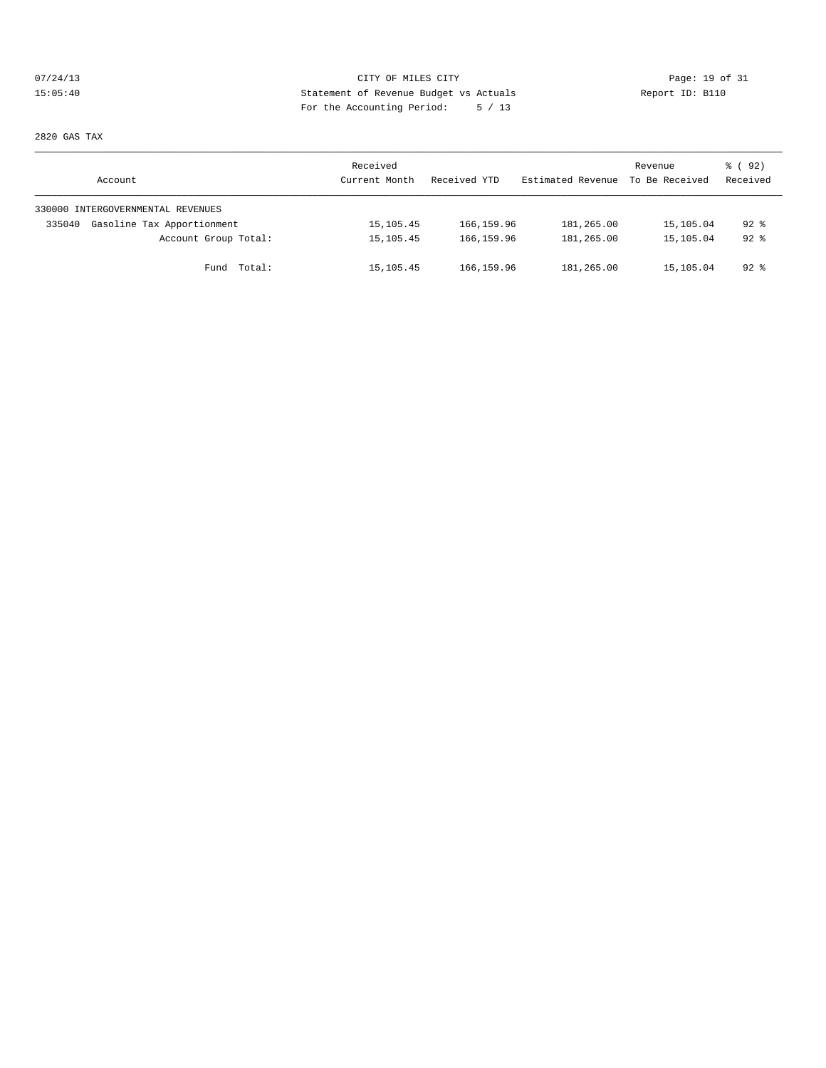CITY OF MILES CITY

Statement of Revenue Budget vs Actuals

For the Accounting Period: 5 / 13

07/24/13
15:05:40

Report ID: B110

2820 GAS TAX

| Account | Received Current Month | Received YTD | Estimated Revenue | Revenue To Be Received | % ( 92) Received |
|---|---|---|---|---|---|
| 330000 INTERGOVERNMENTAL REVENUES | | | | | |
| 335040 Gasoline Tax Apportionment | 15,105.45 | 166,159.96 | 181,265.00 | 15,105.04 | 92 % |
| Account Group Total: | 15,105.45 | 166,159.96 | 181,265.00 | 15,105.04 | 92 % |
| Fund Total: | 15,105.45 | 166,159.96 | 181,265.00 | 15,105.04 | 92 % |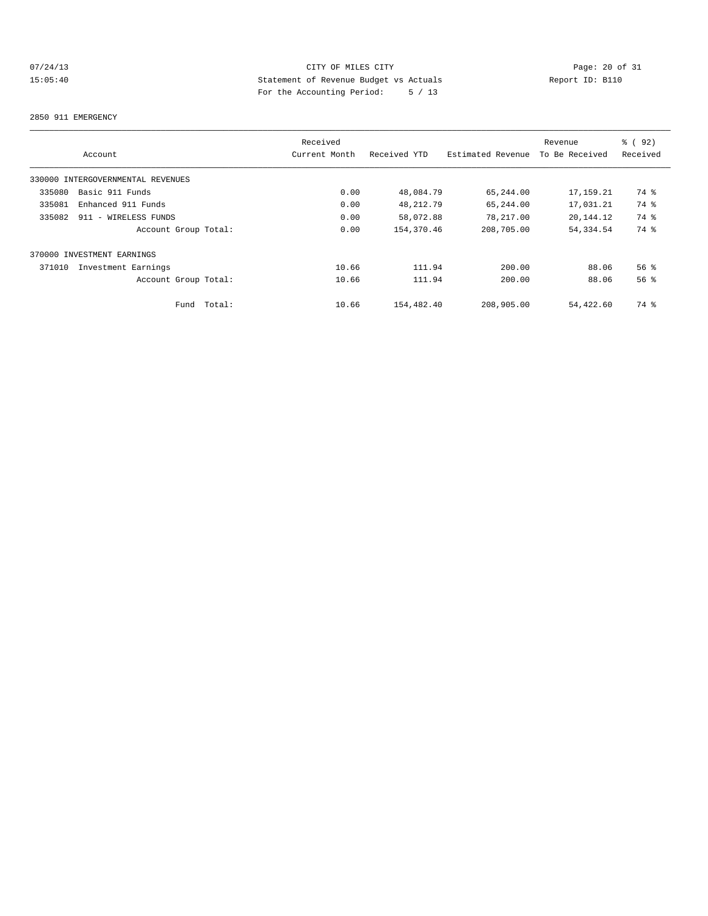07/24/13 CITY OF MILES CITY

15:05:40 Statement of Revenue Budget vs Actuals Report ID: B110

For the Accounting Period: 5 / 13

2850 911 EMERGENCY

| Account | Received Current Month | Received YTD | Estimated Revenue | Revenue To Be Received | % ( 92) Received |
|---|---|---|---|---|---|
| 330000 INTERGOVERNMENTAL REVENUES | | | | | |
| 335080 Basic 911 Funds | 0.00 | 48,084.79 | 65,244.00 | 17,159.21 | 74 % |
| 335081 Enhanced 911 Funds | 0.00 | 48,212.79 | 65,244.00 | 17,031.21 | 74 % |
| 335082 911 - WIRELESS FUNDS | 0.00 | 58,072.88 | 78,217.00 | 20,144.12 | 74 % |
| Account Group Total: | 0.00 | 154,370.46 | 208,705.00 | 54,334.54 | 74 % |
| 370000 INVESTMENT EARNINGS | | | | | |
| 371010 Investment Earnings | 10.66 | 111.94 | 200.00 | 88.06 | 56 % |
| Account Group Total: | 10.66 | 111.94 | 200.00 | 88.06 | 56 % |
| Fund Total: | 10.66 | 154,482.40 | 208,905.00 | 54,422.60 | 74 % |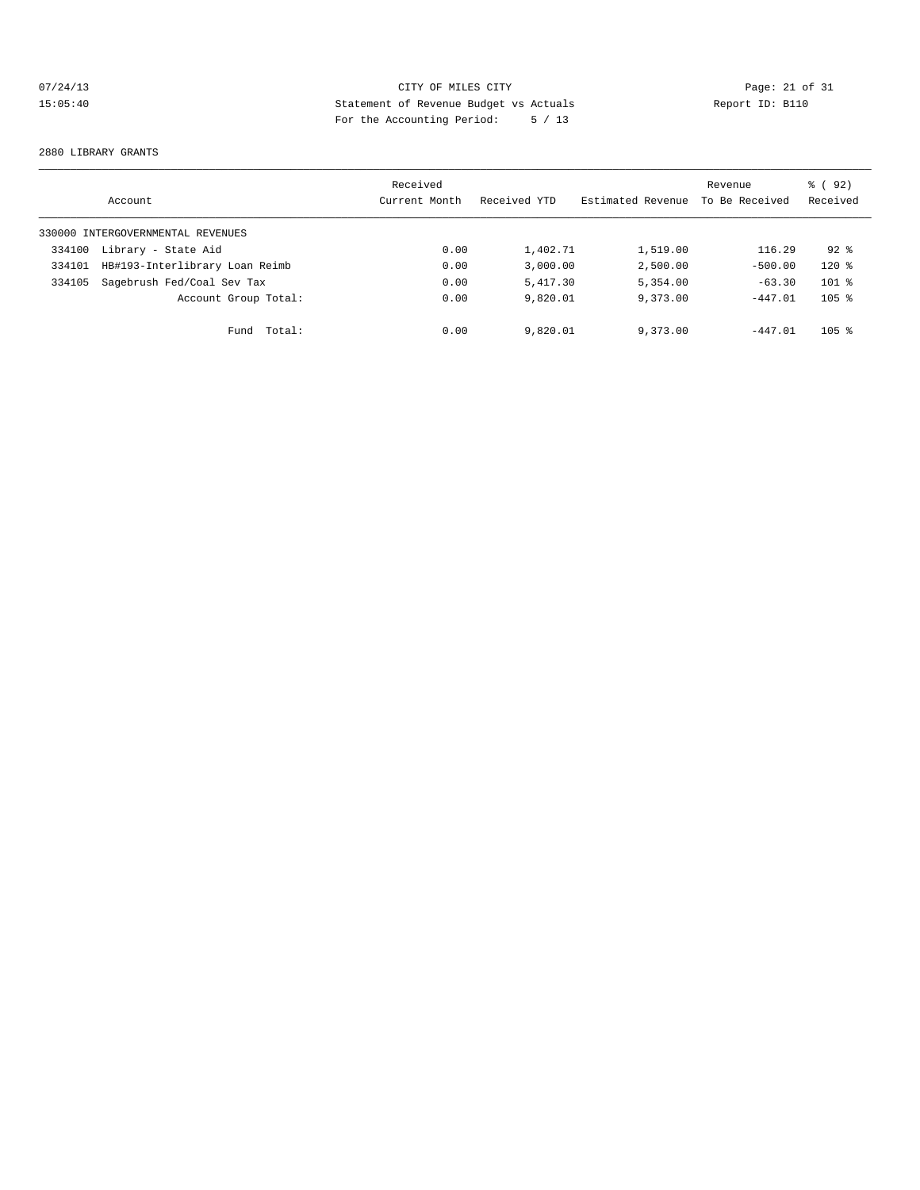CITY OF MILES CITY
Statement of Revenue Budget vs Actuals
For the Accounting Period: 5 / 13

07/24/13
15:05:40

Report ID: B110

2880 LIBRARY GRANTS

| Account | | Received Current Month | Received YTD | Estimated Revenue | Revenue To Be Received | % ( 92) Received |
|---|---|---|---|---|---|---|
| 330000 INTERGOVERNMENTAL REVENUES | | | | | | |
| 334100 | Library - State Aid | 0.00 | 1,402.71 | 1,519.00 | 116.29 | 92 % |
| 334101 | HB#193-Interlibrary Loan Reimb | 0.00 | 3,000.00 | 2,500.00 | -500.00 | 120 % |
| 334105 | Sagebrush Fed/Coal Sev Tax | 0.00 | 5,417.30 | 5,354.00 | -63.30 | 101 % |
| | Account Group Total: | 0.00 | 9,820.01 | 9,373.00 | -447.01 | 105 % |
| | Fund Total: | 0.00 | 9,820.01 | 9,373.00 | -447.01 | 105 % |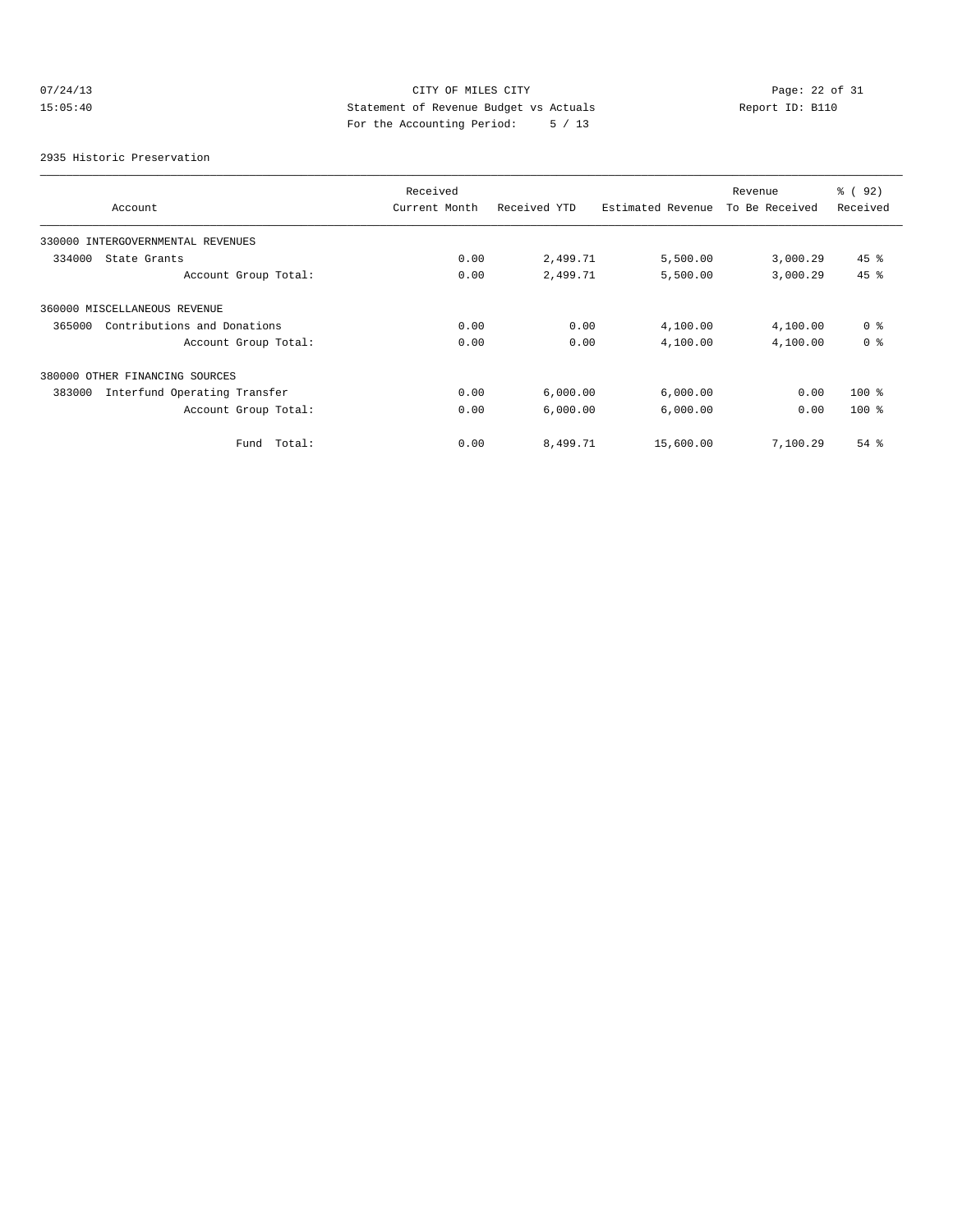CITY OF MILES CITY
Statement of Revenue Budget vs Actuals
For the Accounting Period: 5 / 13

07/24/13
15:05:40

Report ID: B110

2935 Historic Preservation

| Account | Received Current Month | Received YTD | Estimated Revenue | Revenue To Be Received | % ( 92) Received |
|---|---|---|---|---|---|
| 330000 INTERGOVERNMENTAL REVENUES | | | | | |
| 334000 State Grants | 0.00 | 2,499.71 | 5,500.00 | 3,000.29 | 45 % |
| Account Group Total: | 0.00 | 2,499.71 | 5,500.00 | 3,000.29 | 45 % |
| 360000 MISCELLANEOUS REVENUE | | | | | |
| 365000 Contributions and Donations | 0.00 | 0.00 | 4,100.00 | 4,100.00 | 0 % |
| Account Group Total: | 0.00 | 0.00 | 4,100.00 | 4,100.00 | 0 % |
| 380000 OTHER FINANCING SOURCES | | | | | |
| 383000 Interfund Operating Transfer | 0.00 | 6,000.00 | 6,000.00 | 0.00 | 100 % |
| Account Group Total: | 0.00 | 6,000.00 | 6,000.00 | 0.00 | 100 % |
| Fund Total: | 0.00 | 8,499.71 | 15,600.00 | 7,100.29 | 54 % |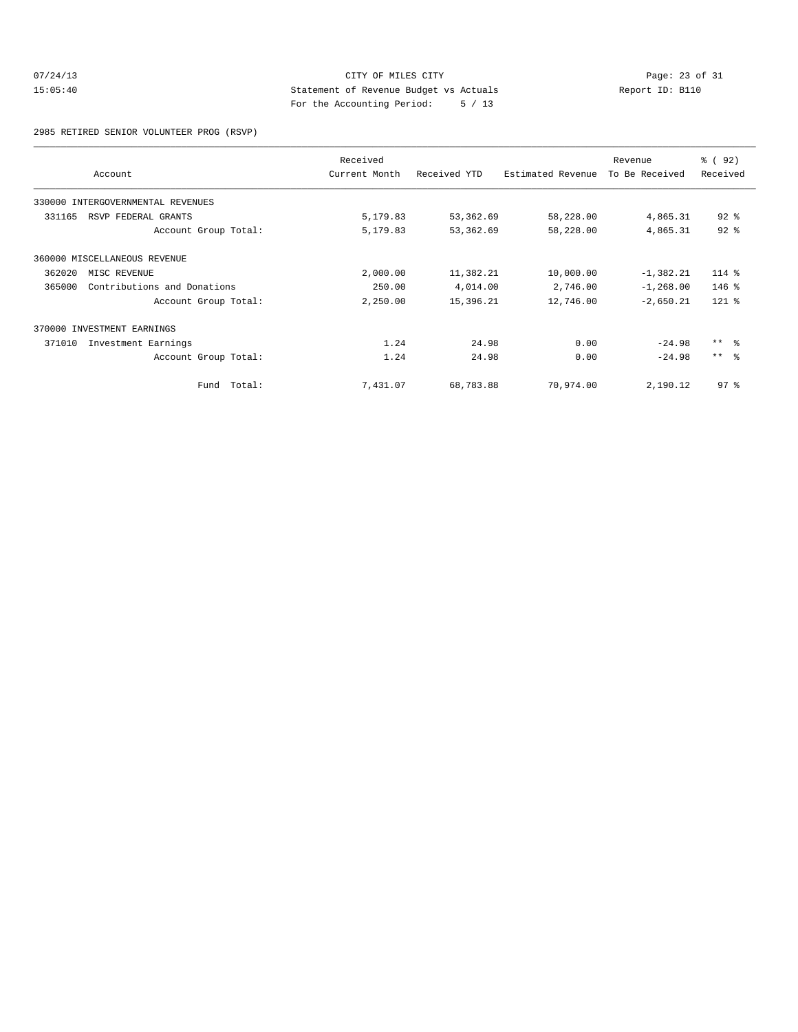CITY OF MILES CITY

Statement of Revenue Budget vs Actuals

For the Accounting Period: 5 / 13

07/24/13
15:05:40

Report ID: B110

2985 RETIRED SENIOR VOLUNTEER PROG (RSVP)

| Account | Received Current Month | Received YTD | Estimated Revenue | Revenue To Be Received | % ( 92) Received |
|---|---|---|---|---|---|
| 330000 INTERGOVERNMENTAL REVENUES | | | | | |
| 331165 RSVP FEDERAL GRANTS | 5,179.83 | 53,362.69 | 58,228.00 | 4,865.31 | 92 % |
| Account Group Total: | 5,179.83 | 53,362.69 | 58,228.00 | 4,865.31 | 92 % |
| 360000 MISCELLANEOUS REVENUE | | | | | |
| 362020 MISC REVENUE | 2,000.00 | 11,382.21 | 10,000.00 | -1,382.21 | 114 % |
| 365000 Contributions and Donations | 250.00 | 4,014.00 | 2,746.00 | -1,268.00 | 146 % |
| Account Group Total: | 2,250.00 | 15,396.21 | 12,746.00 | -2,650.21 | 121 % |
| 370000 INVESTMENT EARNINGS | | | | | |
| 371010 Investment Earnings | 1.24 | 24.98 | 0.00 | -24.98 | ** % |
| Account Group Total: | 1.24 | 24.98 | 0.00 | -24.98 | ** % |
| Fund Total: | 7,431.07 | 68,783.88 | 70,974.00 | 2,190.12 | 97 % |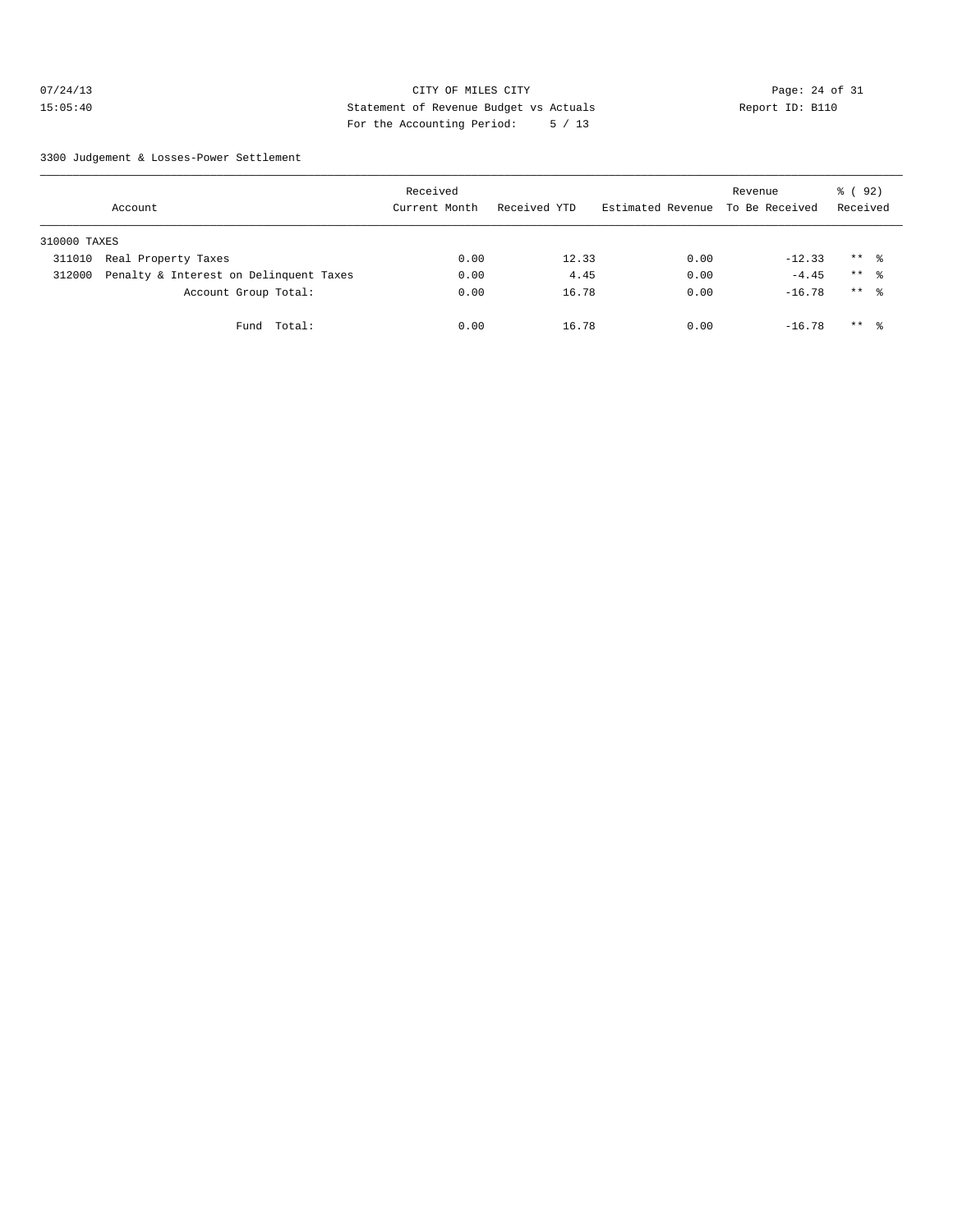CITY OF MILES CITY
Statement of Revenue Budget vs Actuals
For the Accounting Period: 5 / 13

07/24/13
15:05:40

Report ID: B110

3300 Judgement & Losses-Power Settlement

| Account | Received Current Month | Received YTD | Estimated Revenue | Revenue To Be Received | % ( 92) Received |
|---|---|---|---|---|---|
| 310000 TAXES | | | | | |
| 311010 Real Property Taxes | 0.00 | 12.33 | 0.00 | -12.33 | ** % |
| 312000 Penalty & Interest on Delinquent Taxes | 0.00 | 4.45 | 0.00 | -4.45 | ** % |
| Account Group Total: | 0.00 | 16.78 | 0.00 | -16.78 | ** % |
| Fund Total: | 0.00 | 16.78 | 0.00 | -16.78 | ** % |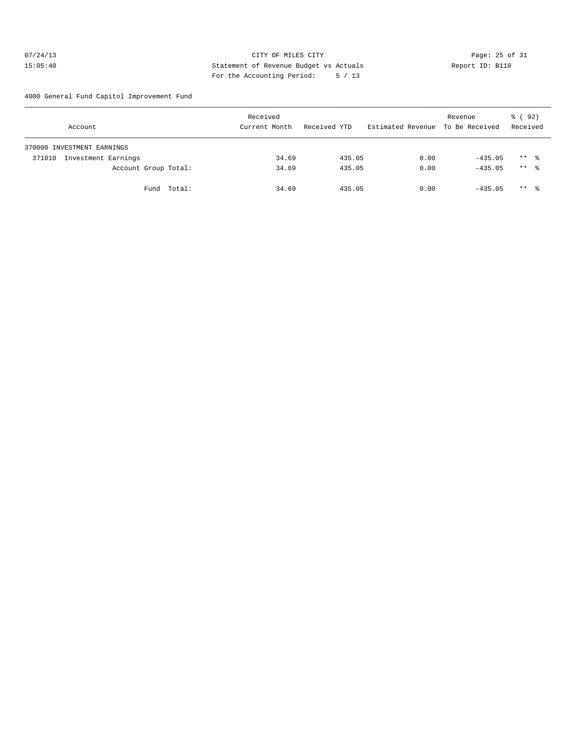CITY OF MILES CITY
Statement of Revenue Budget vs Actuals
For the Accounting Period: 5 / 13

07/24/13
15:05:40

Report ID: B110

4000 General Fund Capitol Improvement Fund

| Account | Received Current Month | Received YTD | Estimated Revenue | Revenue To Be Received | % ( 92) Received |
|---|---|---|---|---|---|
| 370000 INVESTMENT EARNINGS | | | | | |
| 371010 Investment Earnings | 34.69 | 435.05 | 0.00 | -435.05 | ** % |
| Account Group Total: | 34.69 | 435.05 | 0.00 | -435.05 | ** % |
| Fund Total: | 34.69 | 435.05 | 0.00 | -435.05 | ** % |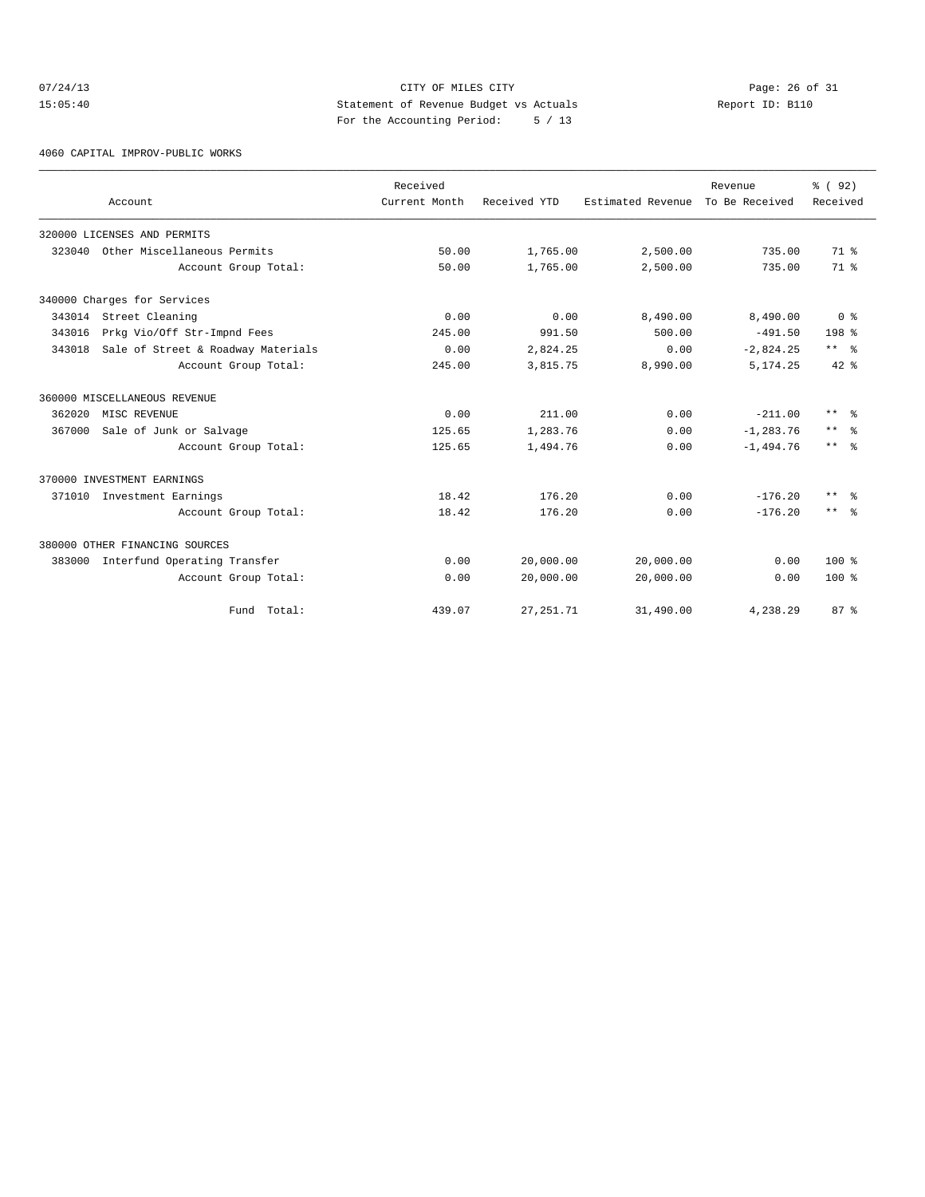CITY OF MILES CITY
Statement of Revenue Budget vs Actuals
For the Accounting Period: 5 / 13

07/24/13
15:05:40

Report ID: B110

4060 CAPITAL IMPROV-PUBLIC WORKS

| Account | Received Current Month | Received YTD | Estimated Revenue | Revenue To Be Received | % ( 92) Received |
|---|---|---|---|---|---|
| 320000 LICENSES AND PERMITS | | | | | |
| 323040 Other Miscellaneous Permits | 50.00 | 1,765.00 | 2,500.00 | 735.00 | 71 % |
| Account Group Total: | 50.00 | 1,765.00 | 2,500.00 | 735.00 | 71 % |
| 340000 Charges for Services | | | | | |
| 343014 Street Cleaning | 0.00 | 0.00 | 8,490.00 | 8,490.00 | 0 % |
| 343016 Prkg Vio/Off Str-Impnd Fees | 245.00 | 991.50 | 500.00 | -491.50 | 198 % |
| 343018 Sale of Street & Roadway Materials | 0.00 | 2,824.25 | 0.00 | -2,824.25 | ** % |
| Account Group Total: | 245.00 | 3,815.75 | 8,990.00 | 5,174.25 | 42 % |
| 360000 MISCELLANEOUS REVENUE | | | | | |
| 362020 MISC REVENUE | 0.00 | 211.00 | 0.00 | -211.00 | ** % |
| 367000 Sale of Junk or Salvage | 125.65 | 1,283.76 | 0.00 | -1,283.76 | ** % |
| Account Group Total: | 125.65 | 1,494.76 | 0.00 | -1,494.76 | ** % |
| 370000 INVESTMENT EARNINGS | | | | | |
| 371010 Investment Earnings | 18.42 | 176.20 | 0.00 | -176.20 | ** % |
| Account Group Total: | 18.42 | 176.20 | 0.00 | -176.20 | ** % |
| 380000 OTHER FINANCING SOURCES | | | | | |
| 383000 Interfund Operating Transfer | 0.00 | 20,000.00 | 20,000.00 | 0.00 | 100 % |
| Account Group Total: | 0.00 | 20,000.00 | 20,000.00 | 0.00 | 100 % |
| Fund Total: | 439.07 | 27,251.71 | 31,490.00 | 4,238.29 | 87 % |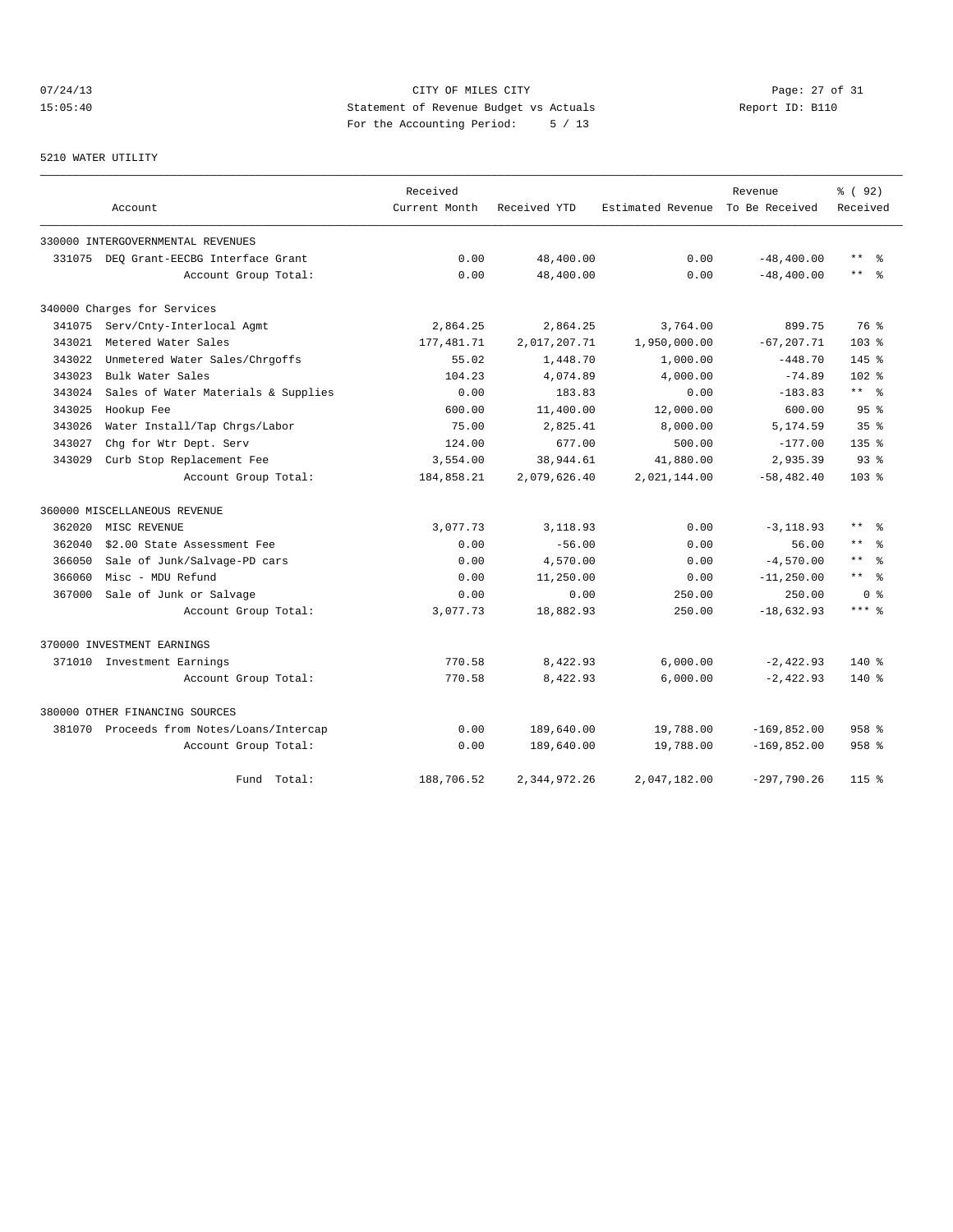CITY OF MILES CITY
Statement of Revenue Budget vs Actuals
For the Accounting Period: 5 / 13

07/24/13
15:05:40

Report ID: B110

5210 WATER UTILITY

| Account | | Received Current Month | Received YTD | Estimated Revenue | Revenue To Be Received | % ( 92) Received |
|---|---|---|---|---|---|---|
| 330000 INTERGOVERNMENTAL REVENUES | | | | | | |
| 331075 | DEQ Grant-EECBG Interface Grant | 0.00 | 48,400.00 | 0.00 | -48,400.00 | ** % |
| | Account Group Total: | 0.00 | 48,400.00 | 0.00 | -48,400.00 | ** % |
| 340000 Charges for Services | | | | | | |
| 341075 | Serv/Cnty-Interlocal Agmt | 2,864.25 | 2,864.25 | 3,764.00 | 899.75 | 76 % |
| 343021 | Metered Water Sales | 177,481.71 | 2,017,207.71 | 1,950,000.00 | -67,207.71 | 103 % |
| 343022 | Unmetered Water Sales/Chrgoffs | 55.02 | 1,448.70 | 1,000.00 | -448.70 | 145 % |
| 343023 | Bulk Water Sales | 104.23 | 4,074.89 | 4,000.00 | -74.89 | 102 % |
| 343024 | Sales of Water Materials & Supplies | 0.00 | 183.83 | 0.00 | -183.83 | ** % |
| 343025 | Hookup Fee | 600.00 | 11,400.00 | 12,000.00 | 600.00 | 95 % |
| 343026 | Water Install/Tap Chrgs/Labor | 75.00 | 2,825.41 | 8,000.00 | 5,174.59 | 35 % |
| 343027 | Chg for Wtr Dept. Serv | 124.00 | 677.00 | 500.00 | -177.00 | 135 % |
| 343029 | Curb Stop Replacement Fee | 3,554.00 | 38,944.61 | 41,880.00 | 2,935.39 | 93 % |
| | Account Group Total: | 184,858.21 | 2,079,626.40 | 2,021,144.00 | -58,482.40 | 103 % |
| 360000 MISCELLANEOUS REVENUE | | | | | | |
| 362020 | MISC REVENUE | 3,077.73 | 3,118.93 | 0.00 | -3,118.93 | ** % |
| 362040 | $2.00 State Assessment Fee | 0.00 | -56.00 | 0.00 | 56.00 | ** % |
| 366050 | Sale of Junk/Salvage-PD cars | 0.00 | 4,570.00 | 0.00 | -4,570.00 | ** % |
| 366060 | Misc - MDU Refund | 0.00 | 11,250.00 | 0.00 | -11,250.00 | ** % |
| 367000 | Sale of Junk or Salvage | 0.00 | 0.00 | 250.00 | 250.00 | 0 % |
| | Account Group Total: | 3,077.73 | 18,882.93 | 250.00 | -18,632.93 | *** % |
| 370000 INVESTMENT EARNINGS | | | | | | |
| 371010 | Investment Earnings | 770.58 | 8,422.93 | 6,000.00 | -2,422.93 | 140 % |
| | Account Group Total: | 770.58 | 8,422.93 | 6,000.00 | -2,422.93 | 140 % |
| 380000 OTHER FINANCING SOURCES | | | | | | |
| 381070 | Proceeds from Notes/Loans/Intercap | 0.00 | 189,640.00 | 19,788.00 | -169,852.00 | 958 % |
| | Account Group Total: | 0.00 | 189,640.00 | 19,788.00 | -169,852.00 | 958 % |
| | Fund Total: | 188,706.52 | 2,344,972.26 | 2,047,182.00 | -297,790.26 | 115 % |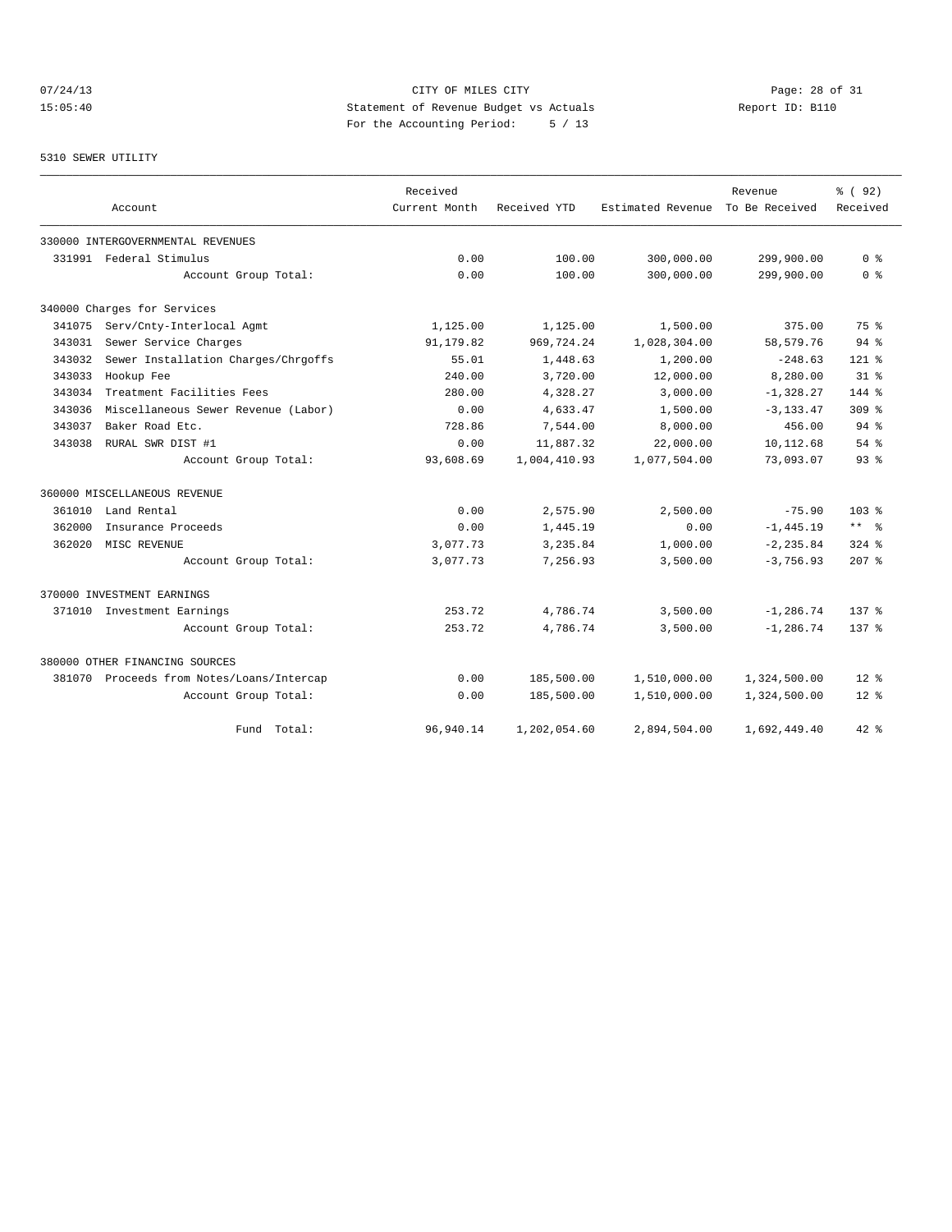CITY OF MILES CITY

Statement of Revenue Budget vs Actuals

For the Accounting Period: 5 / 13

07/24/13 15:05:40 — Report ID: B110

5310 SEWER UTILITY

| Account | | Received Current Month | Received YTD | Estimated Revenue | Revenue To Be Received | % ( 92) Received |
|---|---|---|---|---|---|---|
| 330000 INTERGOVERNMENTAL REVENUES | | | | | | |
| 331991 | Federal Stimulus | 0.00 | 100.00 | 300,000.00 | 299,900.00 | 0 % |
| | Account Group Total: | 0.00 | 100.00 | 300,000.00 | 299,900.00 | 0 % |
| 340000 Charges for Services | | | | | | |
| 341075 | Serv/Cnty-Interlocal Agmt | 1,125.00 | 1,125.00 | 1,500.00 | 375.00 | 75 % |
| 343031 | Sewer Service Charges | 91,179.82 | 969,724.24 | 1,028,304.00 | 58,579.76 | 94 % |
| 343032 | Sewer Installation Charges/Chrgoffs | 55.01 | 1,448.63 | 1,200.00 | -248.63 | 121 % |
| 343033 | Hookup Fee | 240.00 | 3,720.00 | 12,000.00 | 8,280.00 | 31 % |
| 343034 | Treatment Facilities Fees | 280.00 | 4,328.27 | 3,000.00 | -1,328.27 | 144 % |
| 343036 | Miscellaneous Sewer Revenue (Labor) | 0.00 | 4,633.47 | 1,500.00 | -3,133.47 | 309 % |
| 343037 | Baker Road Etc. | 728.86 | 7,544.00 | 8,000.00 | 456.00 | 94 % |
| 343038 | RURAL SWR DIST #1 | 0.00 | 11,887.32 | 22,000.00 | 10,112.68 | 54 % |
| | Account Group Total: | 93,608.69 | 1,004,410.93 | 1,077,504.00 | 73,093.07 | 93 % |
| 360000 MISCELLANEOUS REVENUE | | | | | | |
| 361010 | Land Rental | 0.00 | 2,575.90 | 2,500.00 | -75.90 | 103 % |
| 362000 | Insurance Proceeds | 0.00 | 1,445.19 | 0.00 | -1,445.19 | ** % |
| 362020 | MISC REVENUE | 3,077.73 | 3,235.84 | 1,000.00 | -2,235.84 | 324 % |
| | Account Group Total: | 3,077.73 | 7,256.93 | 3,500.00 | -3,756.93 | 207 % |
| 370000 INVESTMENT EARNINGS | | | | | | |
| 371010 | Investment Earnings | 253.72 | 4,786.74 | 3,500.00 | -1,286.74 | 137 % |
| | Account Group Total: | 253.72 | 4,786.74 | 3,500.00 | -1,286.74 | 137 % |
| 380000 OTHER FINANCING SOURCES | | | | | | |
| 381070 | Proceeds from Notes/Loans/Intercap | 0.00 | 185,500.00 | 1,510,000.00 | 1,324,500.00 | 12 % |
| | Account Group Total: | 0.00 | 185,500.00 | 1,510,000.00 | 1,324,500.00 | 12 % |
| | Fund Total: | 96,940.14 | 1,202,054.60 | 2,894,504.00 | 1,692,449.40 | 42 % |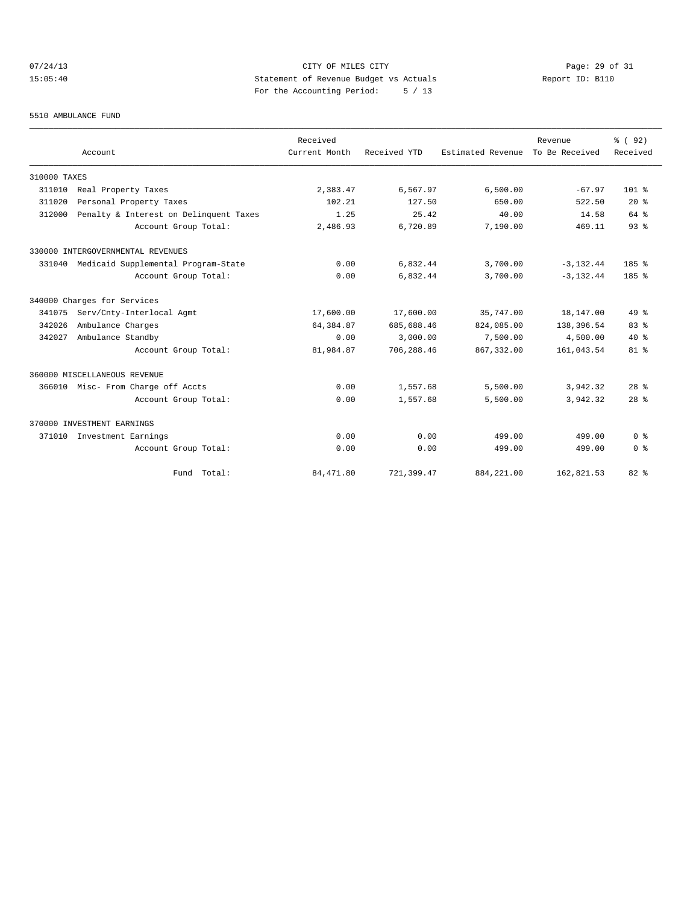CITY OF MILES CITY

Statement of Revenue Budget vs Actuals

For the Accounting Period: 5 / 13

07/24/13 15:05:40

Report ID: B110

5510 AMBULANCE FUND

| Account | Received Current Month | Received YTD | Estimated Revenue | Revenue To Be Received | % ( 92) Received |
|---|---|---|---|---|---|
| 310000 TAXES | | | | | |
| 311010 Real Property Taxes | 2,383.47 | 6,567.97 | 6,500.00 | -67.97 | 101 % |
| 311020 Personal Property Taxes | 102.21 | 127.50 | 650.00 | 522.50 | 20 % |
| 312000 Penalty & Interest on Delinquent Taxes | 1.25 | 25.42 | 40.00 | 14.58 | 64 % |
| Account Group Total: | 2,486.93 | 6,720.89 | 7,190.00 | 469.11 | 93 % |
| 330000 INTERGOVERNMENTAL REVENUES | | | | | |
| 331040 Medicaid Supplemental Program-State | 0.00 | 6,832.44 | 3,700.00 | -3,132.44 | 185 % |
| Account Group Total: | 0.00 | 6,832.44 | 3,700.00 | -3,132.44 | 185 % |
| 340000 Charges for Services | | | | | |
| 341075 Serv/Cnty-Interlocal Agmt | 17,600.00 | 17,600.00 | 35,747.00 | 18,147.00 | 49 % |
| 342026 Ambulance Charges | 64,384.87 | 685,688.46 | 824,085.00 | 138,396.54 | 83 % |
| 342027 Ambulance Standby | 0.00 | 3,000.00 | 7,500.00 | 4,500.00 | 40 % |
| Account Group Total: | 81,984.87 | 706,288.46 | 867,332.00 | 161,043.54 | 81 % |
| 360000 MISCELLANEOUS REVENUE | | | | | |
| 366010 Misc- From Charge off Accts | 0.00 | 1,557.68 | 5,500.00 | 3,942.32 | 28 % |
| Account Group Total: | 0.00 | 1,557.68 | 5,500.00 | 3,942.32 | 28 % |
| 370000 INVESTMENT EARNINGS | | | | | |
| 371010 Investment Earnings | 0.00 | 0.00 | 499.00 | 499.00 | 0 % |
| Account Group Total: | 0.00 | 0.00 | 499.00 | 499.00 | 0 % |
| Fund Total: | 84,471.80 | 721,399.47 | 884,221.00 | 162,821.53 | 82 % |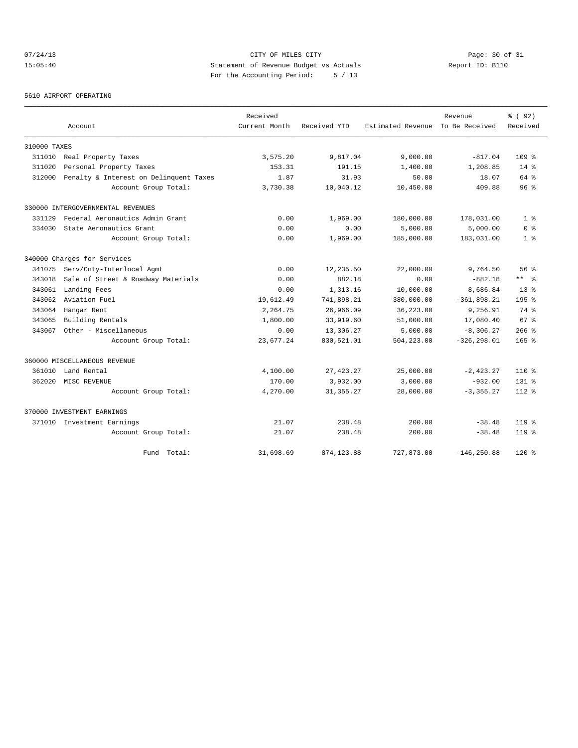CITY OF MILES CITY

Statement of Revenue Budget vs Actuals

For the Accounting Period: 5 / 13

07/24/13 15:05:40 Report ID: B110

5610 AIRPORT OPERATING

| Account | Received Current Month | Received YTD | Estimated Revenue | Revenue To Be Received | % ( 92) Received |
|---|---|---|---|---|---|
| 310000 TAXES | | | | | |
| 311010 Real Property Taxes | 3,575.20 | 9,817.04 | 9,000.00 | -817.04 | 109 % |
| 311020 Personal Property Taxes | 153.31 | 191.15 | 1,400.00 | 1,208.85 | 14 % |
| 312000 Penalty & Interest on Delinquent Taxes | 1.87 | 31.93 | 50.00 | 18.07 | 64 % |
| Account Group Total: | 3,730.38 | 10,040.12 | 10,450.00 | 409.88 | 96 % |
| 330000 INTERGOVERNMENTAL REVENUES | | | | | |
| 331129 Federal Aeronautics Admin Grant | 0.00 | 1,969.00 | 180,000.00 | 178,031.00 | 1 % |
| 334030 State Aeronautics Grant | 0.00 | 0.00 | 5,000.00 | 5,000.00 | 0 % |
| Account Group Total: | 0.00 | 1,969.00 | 185,000.00 | 183,031.00 | 1 % |
| 340000 Charges for Services | | | | | |
| 341075 Serv/Cnty-Interlocal Agmt | 0.00 | 12,235.50 | 22,000.00 | 9,764.50 | 56 % |
| 343018 Sale of Street & Roadway Materials | 0.00 | 882.18 | 0.00 | -882.18 | ** % |
| 343061 Landing Fees | 0.00 | 1,313.16 | 10,000.00 | 8,686.84 | 13 % |
| 343062 Aviation Fuel | 19,612.49 | 741,898.21 | 380,000.00 | -361,898.21 | 195 % |
| 343064 Hangar Rent | 2,264.75 | 26,966.09 | 36,223.00 | 9,256.91 | 74 % |
| 343065 Building Rentals | 1,800.00 | 33,919.60 | 51,000.00 | 17,080.40 | 67 % |
| 343067 Other - Miscellaneous | 0.00 | 13,306.27 | 5,000.00 | -8,306.27 | 266 % |
| Account Group Total: | 23,677.24 | 830,521.01 | 504,223.00 | -326,298.01 | 165 % |
| 360000 MISCELLANEOUS REVENUE | | | | | |
| 361010 Land Rental | 4,100.00 | 27,423.27 | 25,000.00 | -2,423.27 | 110 % |
| 362020 MISC REVENUE | 170.00 | 3,932.00 | 3,000.00 | -932.00 | 131 % |
| Account Group Total: | 4,270.00 | 31,355.27 | 28,000.00 | -3,355.27 | 112 % |
| 370000 INVESTMENT EARNINGS | | | | | |
| 371010 Investment Earnings | 21.07 | 238.48 | 200.00 | -38.48 | 119 % |
| Account Group Total: | 21.07 | 238.48 | 200.00 | -38.48 | 119 % |
| Fund Total: | 31,698.69 | 874,123.88 | 727,873.00 | -146,250.88 | 120 % |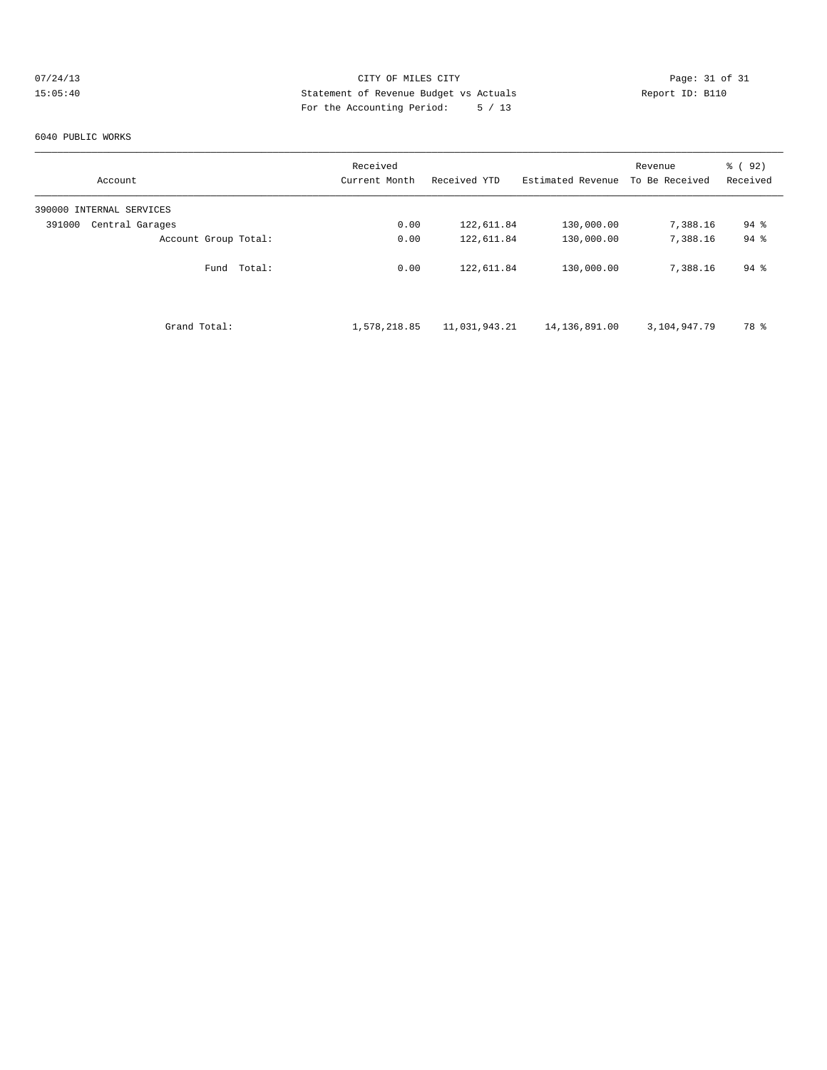CITY OF MILES CITY
Statement of Revenue Budget vs Actuals
For the Accounting Period: 5 / 13

07/24/13
15:05:40

Report ID: B110

6040 PUBLIC WORKS

| Account | Received Current Month | Received YTD | Estimated Revenue | Revenue To Be Received | % ( 92) Received |
|---|---|---|---|---|---|
| 390000 INTERNAL SERVICES | | | | | |
| 391000 Central Garages | 0.00 | 122,611.84 | 130,000.00 | 7,388.16 | 94 % |
| Account Group Total: | 0.00 | 122,611.84 | 130,000.00 | 7,388.16 | 94 % |
| Fund Total: | 0.00 | 122,611.84 | 130,000.00 | 7,388.16 | 94 % |
| Grand Total: | 1,578,218.85 | 11,031,943.21 | 14,136,891.00 | 3,104,947.79 | 78 % |